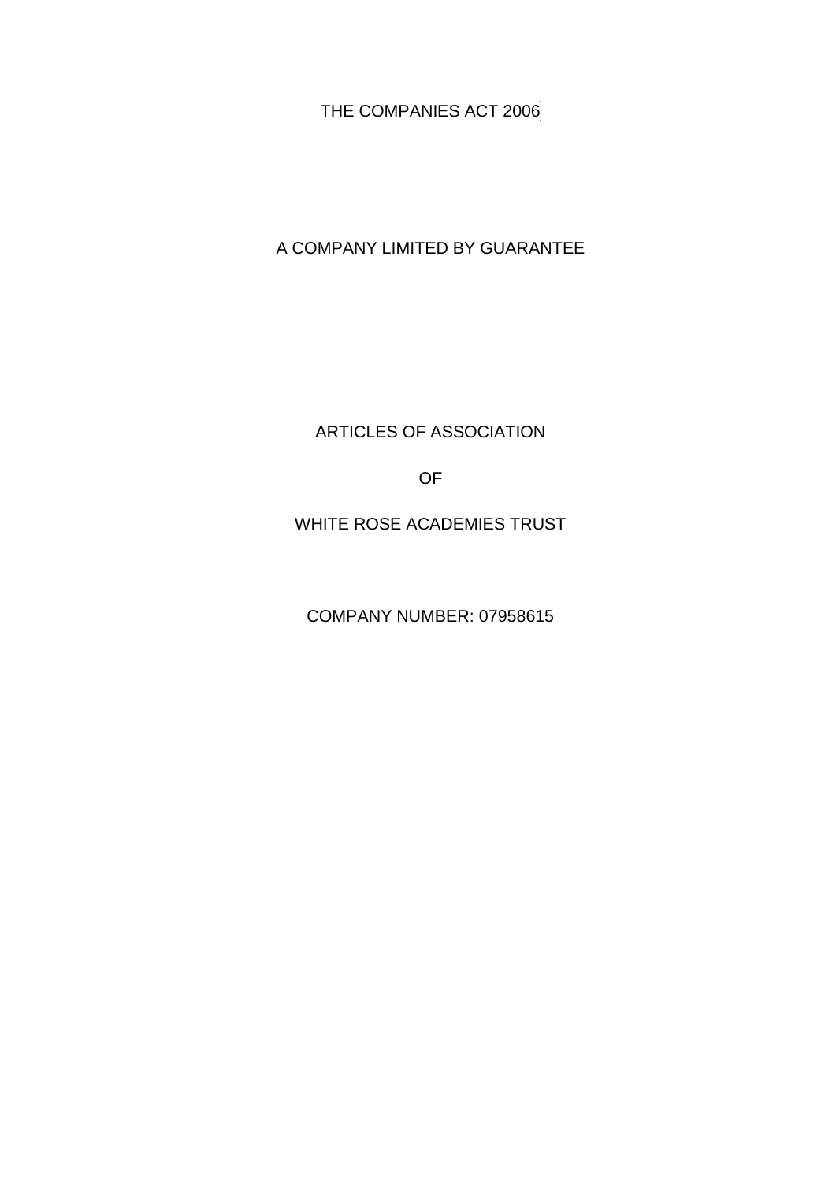THE COMPANIES ACT 2006

A COMPANY LIMITED BY GUARANTEE

ARTICLES OF ASSOCIATION

OF

WHITE ROSE ACADEMIES TRUST

COMPANY NUMBER: 07958615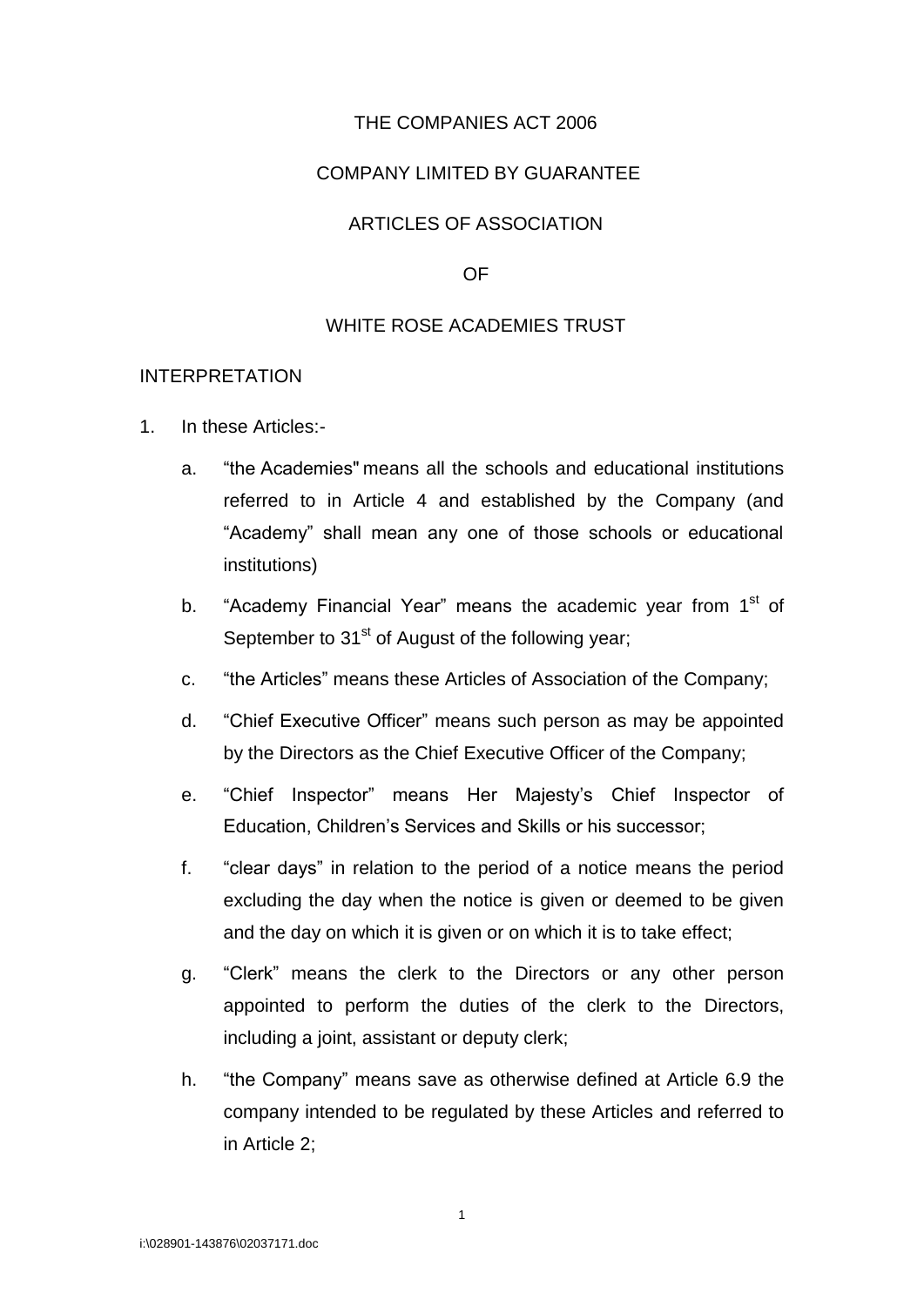THE COMPANIES ACT 2006

COMPANY LIMITED BY GUARANTEE

ARTICLES OF ASSOCIATION

OF

WHITE ROSE ACADEMIES TRUST

INTERPRETATION

1. In these Articles:-

   a. "the Academies" means all the schools and educational institutions referred to in Article 4 and established by the Company (and "Academy" shall mean any one of those schools or educational institutions)

   b. "Academy Financial Year" means the academic year from 1st of September to 31st of August of the following year;

   c. "the Articles" means these Articles of Association of the Company;

   d. "Chief Executive Officer" means such person as may be appointed by the Directors as the Chief Executive Officer of the Company;

   e. "Chief Inspector" means Her Majesty's Chief Inspector of Education, Children's Services and Skills or his successor;

   f. "clear days" in relation to the period of a notice means the period excluding the day when the notice is given or deemed to be given and the day on which it is given or on which it is to take effect;

   g. "Clerk" means the clerk to the Directors or any other person appointed to perform the duties of the clerk to the Directors, including a joint, assistant or deputy clerk;

   h. "the Company" means save as otherwise defined at Article 6.9 the company intended to be regulated by these Articles and referred to in Article 2;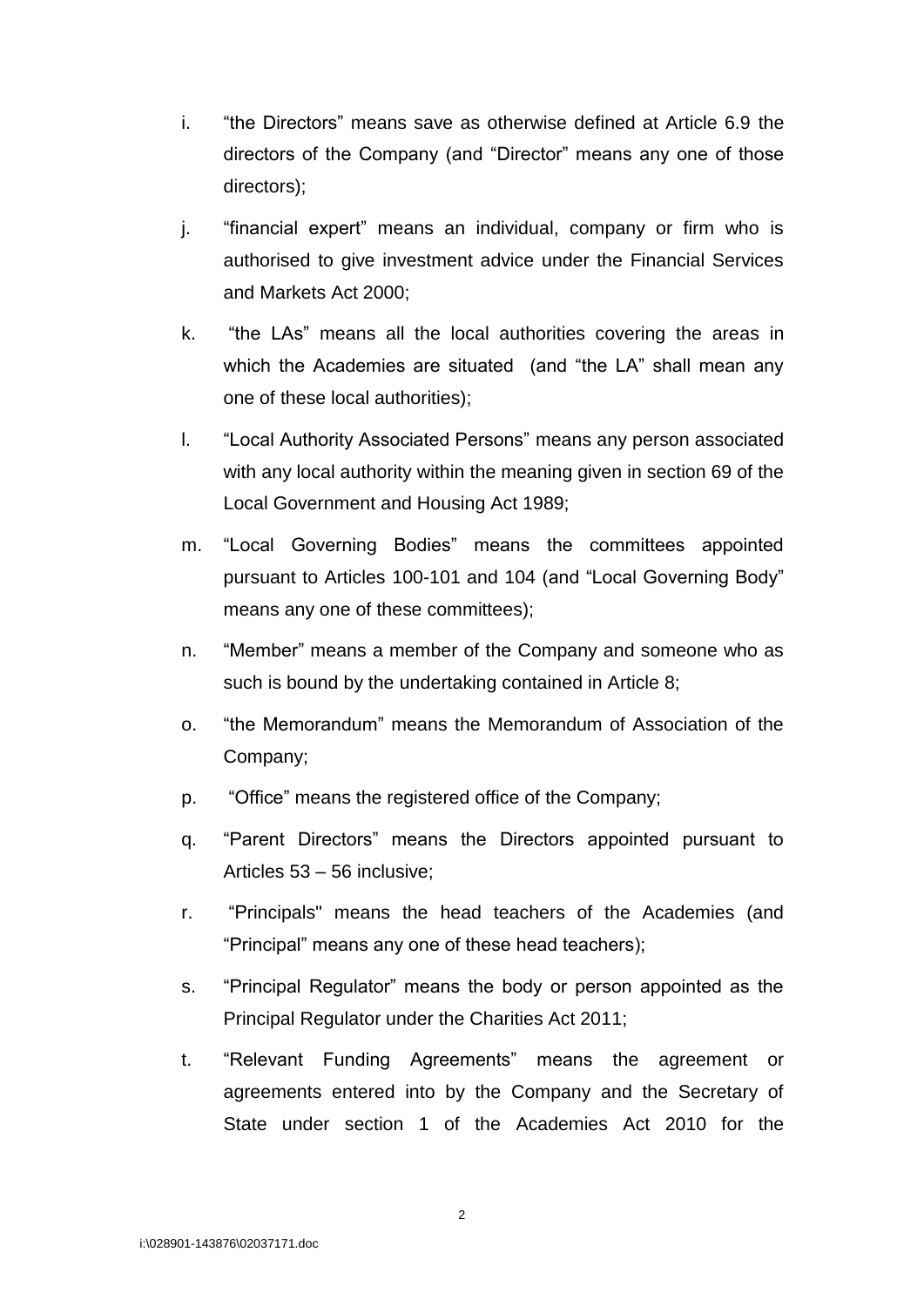i. “the Directors” means save as otherwise defined at Article 6.9 the directors of the Company (and “Director” means any one of those directors);

j. “financial expert” means an individual, company or firm who is authorised to give investment advice under the Financial Services and Markets Act 2000;

k. “the LAs” means all the local authorities covering the areas in which the Academies are situated (and “the LA” shall mean any one of these local authorities);

l. “Local Authority Associated Persons” means any person associated with any local authority within the meaning given in section 69 of the Local Government and Housing Act 1989;

m. “Local Governing Bodies” means the committees appointed pursuant to Articles 100-101 and 104 (and “Local Governing Body” means any one of these committees);

n. “Member” means a member of the Company and someone who as such is bound by the undertaking contained in Article 8;

o. “the Memorandum” means the Memorandum of Association of the Company;

p. “Office” means the registered office of the Company;

q. “Parent Directors” means the Directors appointed pursuant to Articles 53 – 56 inclusive;

r. “Principals" means the head teachers of the Academies (and “Principal” means any one of these head teachers);

s. “Principal Regulator” means the body or person appointed as the Principal Regulator under the Charities Act 2011;

t. “Relevant Funding Agreements” means the agreement or agreements entered into by the Company and the Secretary of State under section 1 of the Academies Act 2010 for the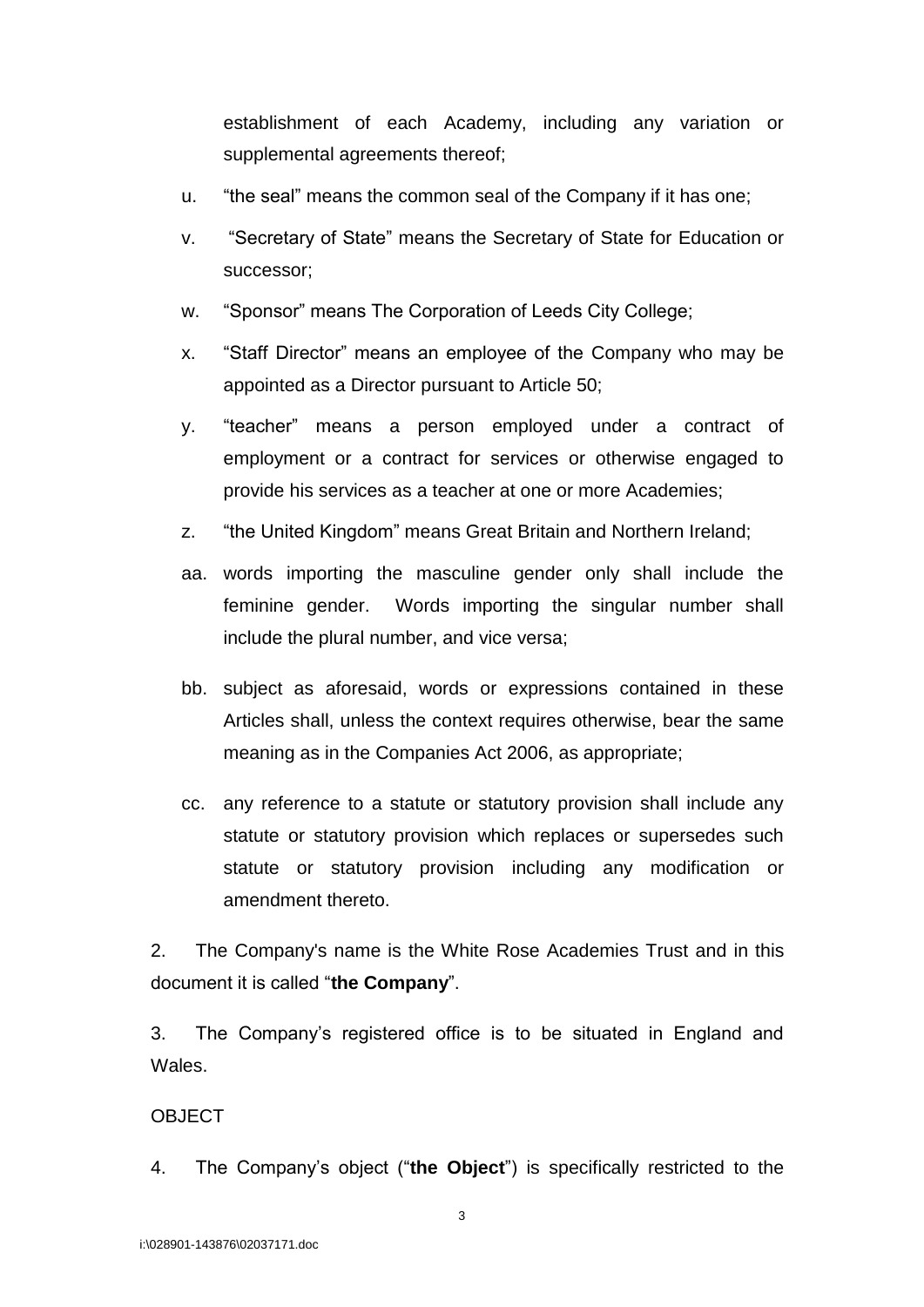establishment of each Academy, including any variation or supplemental agreements thereof;

u. “the seal” means the common seal of the Company if it has one;

v. “Secretary of State” means the Secretary of State for Education or successor;

w. “Sponsor” means The Corporation of Leeds City College;

x. “Staff Director” means an employee of the Company who may be appointed as a Director pursuant to Article 50;

y. “teacher” means a person employed under a contract of employment or a contract for services or otherwise engaged to provide his services as a teacher at one or more Academies;

z. “the United Kingdom” means Great Britain and Northern Ireland;

aa. words importing the masculine gender only shall include the feminine gender. Words importing the singular number shall include the plural number, and vice versa;

bb. subject as aforesaid, words or expressions contained in these Articles shall, unless the context requires otherwise, bear the same meaning as in the Companies Act 2006, as appropriate;

cc. any reference to a statute or statutory provision shall include any statute or statutory provision which replaces or supersedes such statute or statutory provision including any modification or amendment thereto.

2. The Company's name is the White Rose Academies Trust and in this document it is called “**the Company**”.

3. The Company’s registered office is to be situated in England and Wales.

OBJECT

4. The Company’s object (“**the Object**”) is specifically restricted to the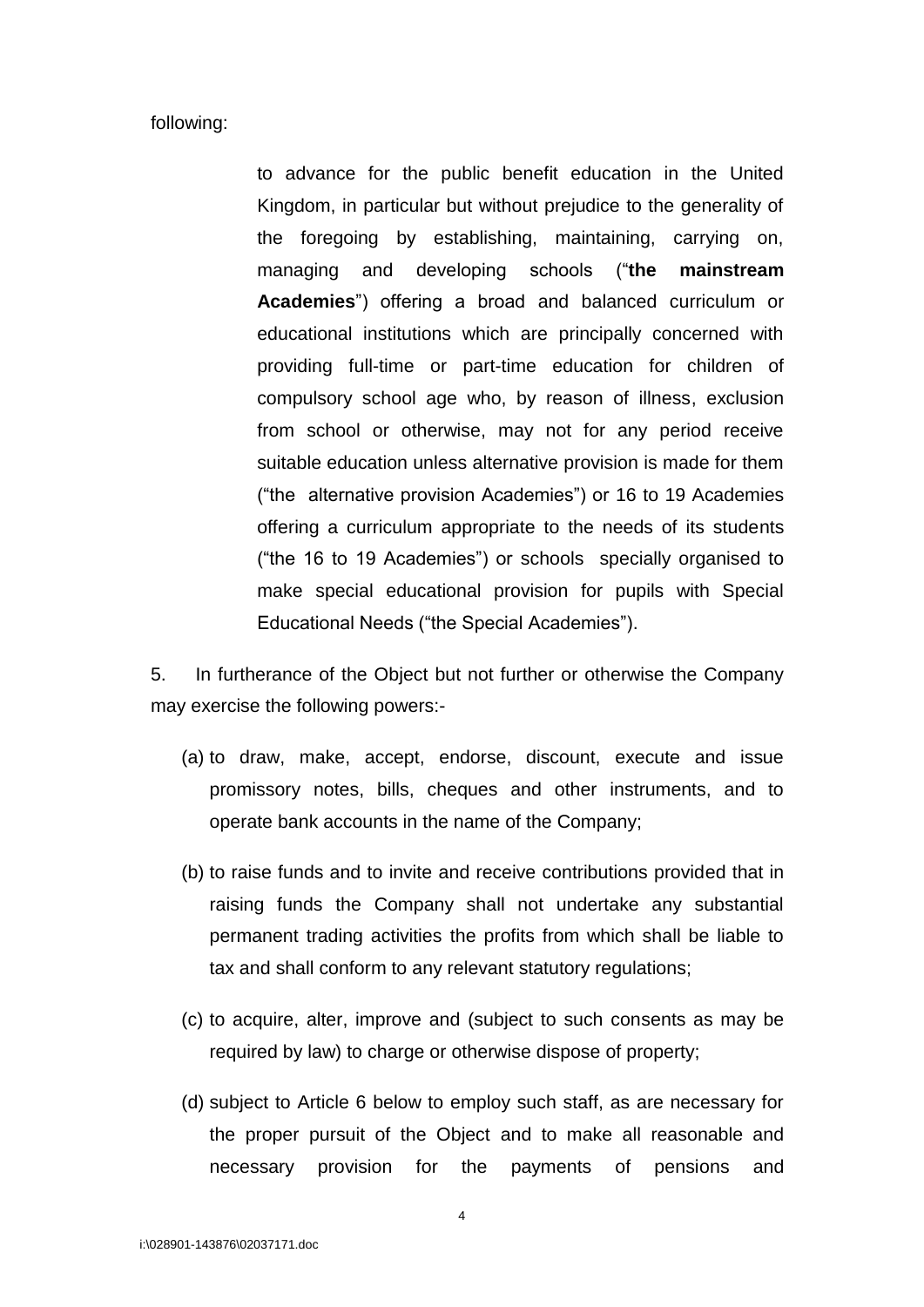following:

> to advance for the public benefit education in the United Kingdom, in particular but without prejudice to the generality of the foregoing by establishing, maintaining, carrying on, managing and developing schools ("**the mainstream Academies**") offering a broad and balanced curriculum or educational institutions which are principally concerned with providing full-time or part-time education for children of compulsory school age who, by reason of illness, exclusion from school or otherwise, may not for any period receive suitable education unless alternative provision is made for them ("the alternative provision Academies") or 16 to 19 Academies offering a curriculum appropriate to the needs of its students ("the 16 to 19 Academies") or schools specially organised to make special educational provision for pupils with Special Educational Needs ("the Special Academies").

5. In furtherance of the Object but not further or otherwise the Company may exercise the following powers:-

(a) to draw, make, accept, endorse, discount, execute and issue promissory notes, bills, cheques and other instruments, and to operate bank accounts in the name of the Company;

(b) to raise funds and to invite and receive contributions provided that in raising funds the Company shall not undertake any substantial permanent trading activities the profits from which shall be liable to tax and shall conform to any relevant statutory regulations;

(c) to acquire, alter, improve and (subject to such consents as may be required by law) to charge or otherwise dispose of property;

(d) subject to Article 6 below to employ such staff, as are necessary for the proper pursuit of the Object and to make all reasonable and necessary provision for the payments of pensions and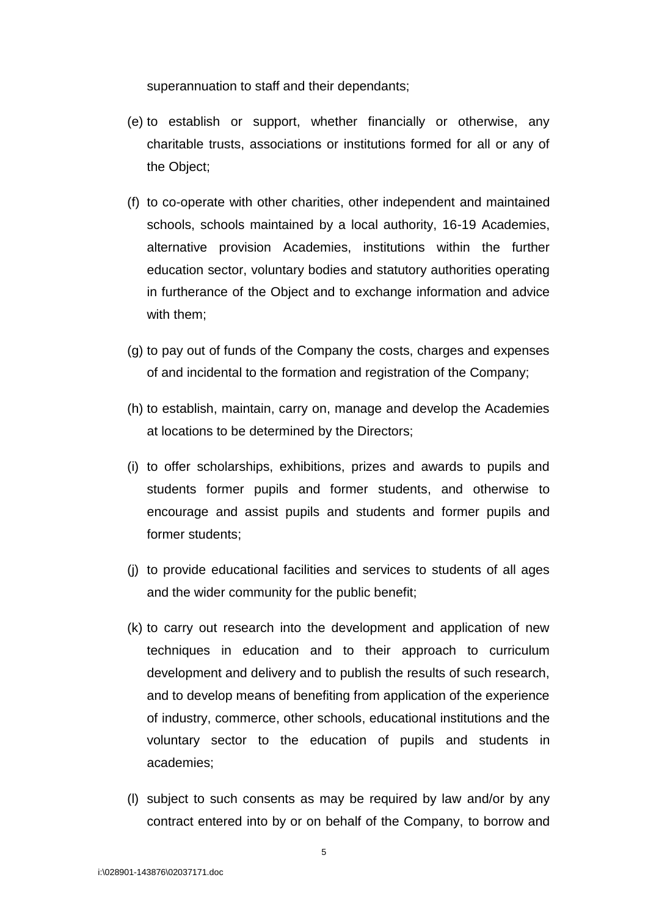superannuation to staff and their dependants;

(e) to establish or support, whether financially or otherwise, any charitable trusts, associations or institutions formed for all or any of the Object;

(f) to co-operate with other charities, other independent and maintained schools, schools maintained by a local authority, 16-19 Academies, alternative provision Academies, institutions within the further education sector, voluntary bodies and statutory authorities operating in furtherance of the Object and to exchange information and advice with them;

(g) to pay out of funds of the Company the costs, charges and expenses of and incidental to the formation and registration of the Company;

(h) to establish, maintain, carry on, manage and develop the Academies at locations to be determined by the Directors;

(i) to offer scholarships, exhibitions, prizes and awards to pupils and students former pupils and former students, and otherwise to encourage and assist pupils and students and former pupils and former students;

(j) to provide educational facilities and services to students of all ages and the wider community for the public benefit;

(k) to carry out research into the development and application of new techniques in education and to their approach to curriculum development and delivery and to publish the results of such research, and to develop means of benefiting from application of the experience of industry, commerce, other schools, educational institutions and the voluntary sector to the education of pupils and students in academies;

(l) subject to such consents as may be required by law and/or by any contract entered into by or on behalf of the Company, to borrow and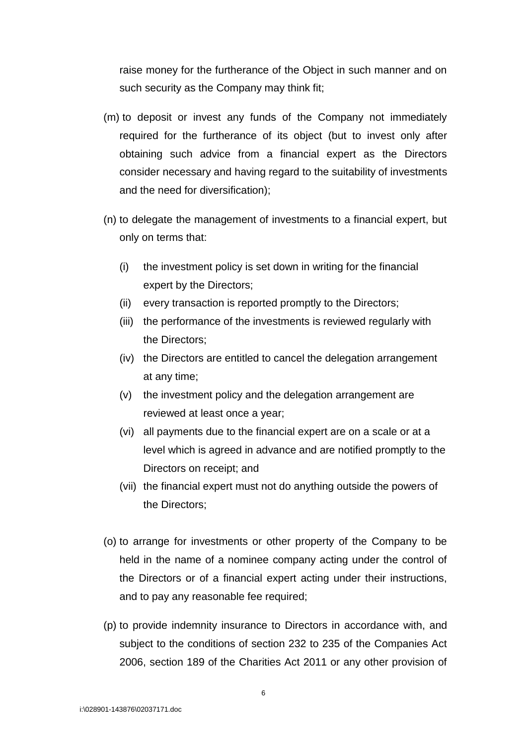raise money for the furtherance of the Object in such manner and on such security as the Company may think fit;

(m) to deposit or invest any funds of the Company not immediately required for the furtherance of its object (but to invest only after obtaining such advice from a financial expert as the Directors consider necessary and having regard to the suitability of investments and the need for diversification);

(n) to delegate the management of investments to a financial expert, but only on terms that:

   (i) the investment policy is set down in writing for the financial expert by the Directors;
   (ii) every transaction is reported promptly to the Directors;
   (iii) the performance of the investments is reviewed regularly with the Directors;
   (iv) the Directors are entitled to cancel the delegation arrangement at any time;
   (v) the investment policy and the delegation arrangement are reviewed at least once a year;
   (vi) all payments due to the financial expert are on a scale or at a level which is agreed in advance and are notified promptly to the Directors on receipt; and
   (vii) the financial expert must not do anything outside the powers of the Directors;

(o) to arrange for investments or other property of the Company to be held in the name of a nominee company acting under the control of the Directors or of a financial expert acting under their instructions, and to pay any reasonable fee required;

(p) to provide indemnity insurance to Directors in accordance with, and subject to the conditions of section 232 to 235 of the Companies Act 2006, section 189 of the Charities Act 2011 or any other provision of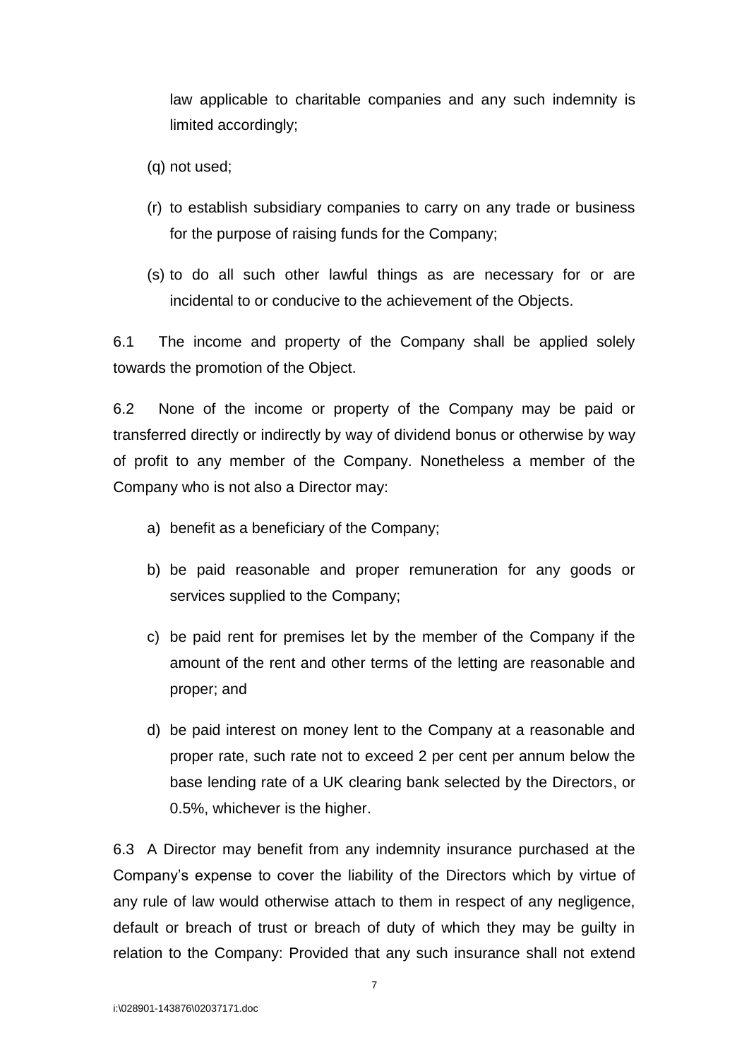law applicable to charitable companies and any such indemnity is limited accordingly;

(q) not used;

(r) to establish subsidiary companies to carry on any trade or business for the purpose of raising funds for the Company;

(s) to do all such other lawful things as are necessary for or are incidental to or conducive to the achievement of the Objects.

6.1 The income and property of the Company shall be applied solely towards the promotion of the Object.

6.2 None of the income or property of the Company may be paid or transferred directly or indirectly by way of dividend bonus or otherwise by way of profit to any member of the Company. Nonetheless a member of the Company who is not also a Director may:

a) benefit as a beneficiary of the Company;

b) be paid reasonable and proper remuneration for any goods or services supplied to the Company;

c) be paid rent for premises let by the member of the Company if the amount of the rent and other terms of the letting are reasonable and proper; and

d) be paid interest on money lent to the Company at a reasonable and proper rate, such rate not to exceed 2 per cent per annum below the base lending rate of a UK clearing bank selected by the Directors, or 0.5%, whichever is the higher.

6.3 A Director may benefit from any indemnity insurance purchased at the Company's expense to cover the liability of the Directors which by virtue of any rule of law would otherwise attach to them in respect of any negligence, default or breach of trust or breach of duty of which they may be guilty in relation to the Company: Provided that any such insurance shall not extend

i:\028901-143876\02037171.doc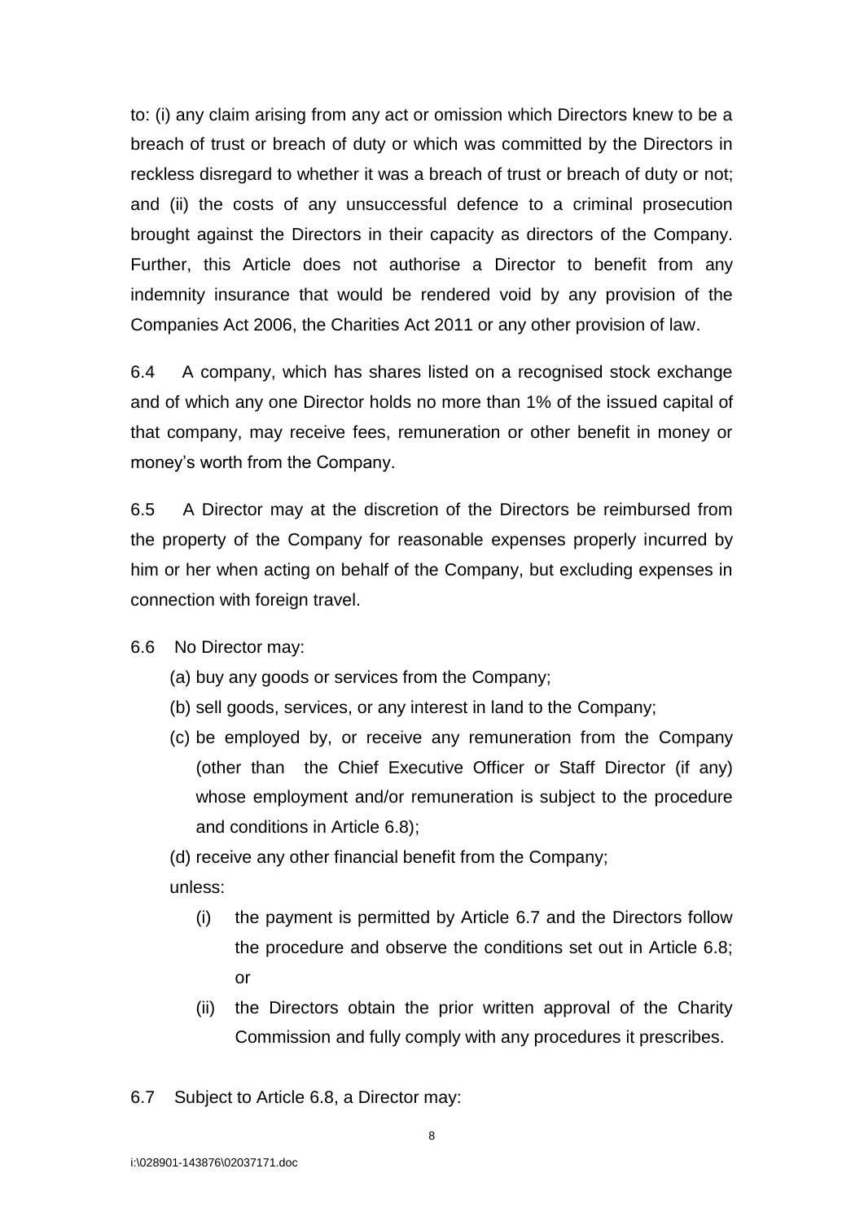to: (i) any claim arising from any act or omission which Directors knew to be a breach of trust or breach of duty or which was committed by the Directors in reckless disregard to whether it was a breach of trust or breach of duty or not; and (ii) the costs of any unsuccessful defence to a criminal prosecution brought against the Directors in their capacity as directors of the Company. Further, this Article does not authorise a Director to benefit from any indemnity insurance that would be rendered void by any provision of the Companies Act 2006, the Charities Act 2011 or any other provision of law.

6.4 A company, which has shares listed on a recognised stock exchange and of which any one Director holds no more than 1% of the issued capital of that company, may receive fees, remuneration or other benefit in money or money's worth from the Company.

6.5 A Director may at the discretion of the Directors be reimbursed from the property of the Company for reasonable expenses properly incurred by him or her when acting on behalf of the Company, but excluding expenses in connection with foreign travel.

6.6 No Director may:

(a) buy any goods or services from the Company;

(b) sell goods, services, or any interest in land to the Company;

(c) be employed by, or receive any remuneration from the Company (other than the Chief Executive Officer or Staff Director (if any) whose employment and/or remuneration is subject to the procedure and conditions in Article 6.8);

(d) receive any other financial benefit from the Company;

unless:

(i) the payment is permitted by Article 6.7 and the Directors follow the procedure and observe the conditions set out in Article 6.8; or

(ii) the Directors obtain the prior written approval of the Charity Commission and fully comply with any procedures it prescribes.

6.7 Subject to Article 6.8, a Director may: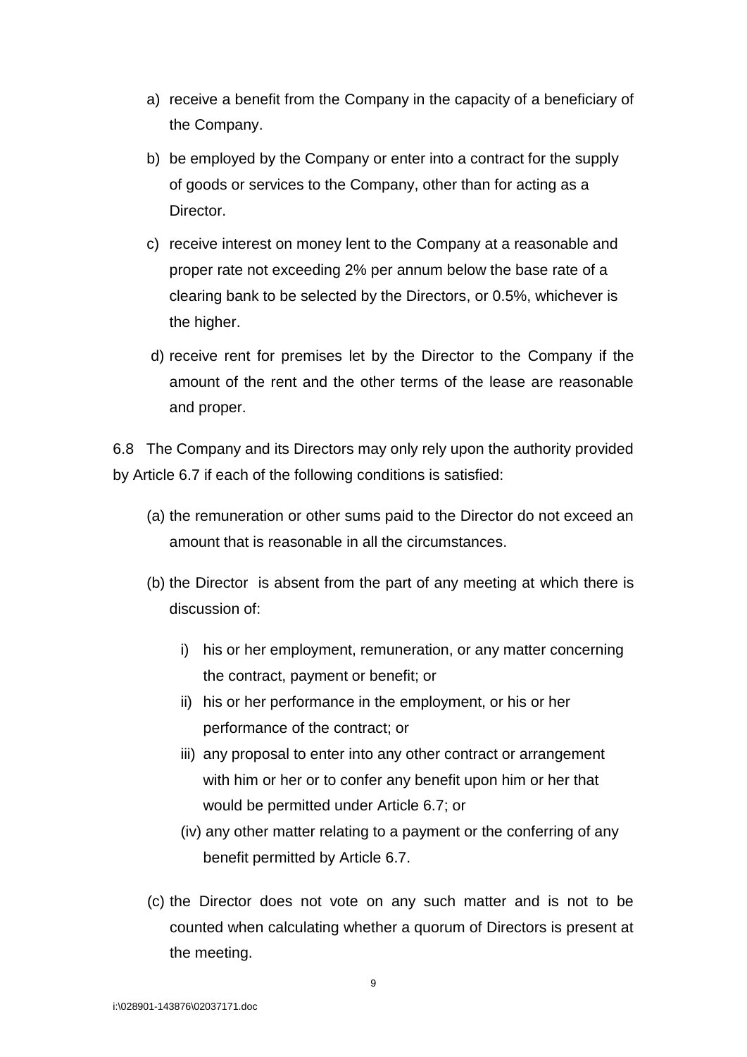a) receive a benefit from the Company in the capacity of a beneficiary of the Company.

b) be employed by the Company or enter into a contract for the supply of goods or services to the Company, other than for acting as a Director.

c) receive interest on money lent to the Company at a reasonable and proper rate not exceeding 2% per annum below the base rate of a clearing bank to be selected by the Directors, or 0.5%, whichever is the higher.

d) receive rent for premises let by the Director to the Company if the amount of the rent and the other terms of the lease are reasonable and proper.

6.8 The Company and its Directors may only rely upon the authority provided by Article 6.7 if each of the following conditions is satisfied:

(a) the remuneration or other sums paid to the Director do not exceed an amount that is reasonable in all the circumstances.

(b) the Director is absent from the part of any meeting at which there is discussion of:

i) his or her employment, remuneration, or any matter concerning the contract, payment or benefit; or

ii) his or her performance in the employment, or his or her performance of the contract; or

iii) any proposal to enter into any other contract or arrangement with him or her or to confer any benefit upon him or her that would be permitted under Article 6.7; or

(iv) any other matter relating to a payment or the conferring of any benefit permitted by Article 6.7.

(c) the Director does not vote on any such matter and is not to be counted when calculating whether a quorum of Directors is present at the meeting.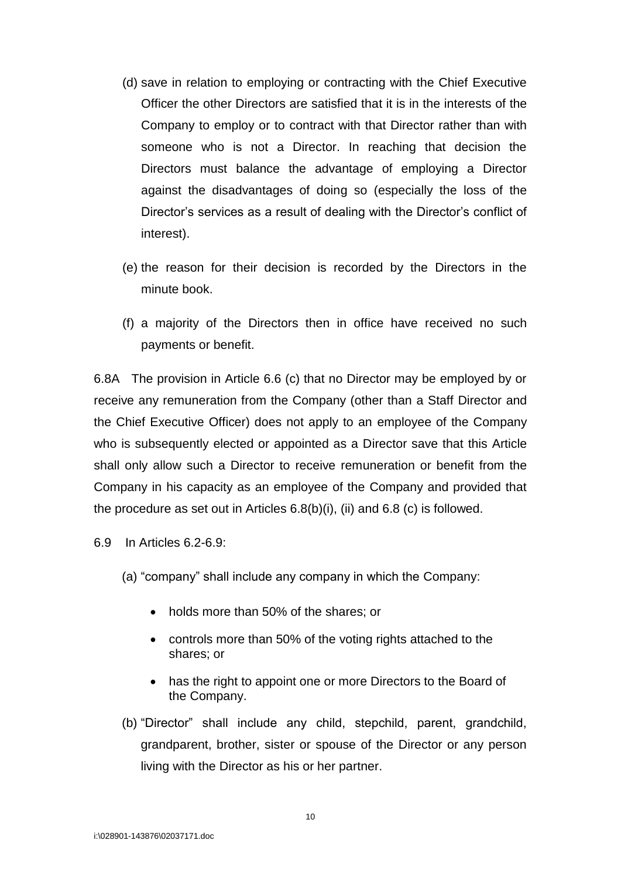(d) save in relation to employing or contracting with the Chief Executive Officer the other Directors are satisfied that it is in the interests of the Company to employ or to contract with that Director rather than with someone who is not a Director. In reaching that decision the Directors must balance the advantage of employing a Director against the disadvantages of doing so (especially the loss of the Director's services as a result of dealing with the Director's conflict of interest).

(e) the reason for their decision is recorded by the Directors in the minute book.

(f) a majority of the Directors then in office have received no such payments or benefit.

6.8A The provision in Article 6.6 (c) that no Director may be employed by or receive any remuneration from the Company (other than a Staff Director and the Chief Executive Officer) does not apply to an employee of the Company who is subsequently elected or appointed as a Director save that this Article shall only allow such a Director to receive remuneration or benefit from the Company in his capacity as an employee of the Company and provided that the procedure as set out in Articles 6.8(b)(i), (ii) and 6.8 (c) is followed.

6.9 In Articles 6.2-6.9:

(a) "company" shall include any company in which the Company:

- holds more than 50% of the shares; or
- controls more than 50% of the voting rights attached to the shares; or
- has the right to appoint one or more Directors to the Board of the Company.

(b) "Director" shall include any child, stepchild, parent, grandchild, grandparent, brother, sister or spouse of the Director or any person living with the Director as his or her partner.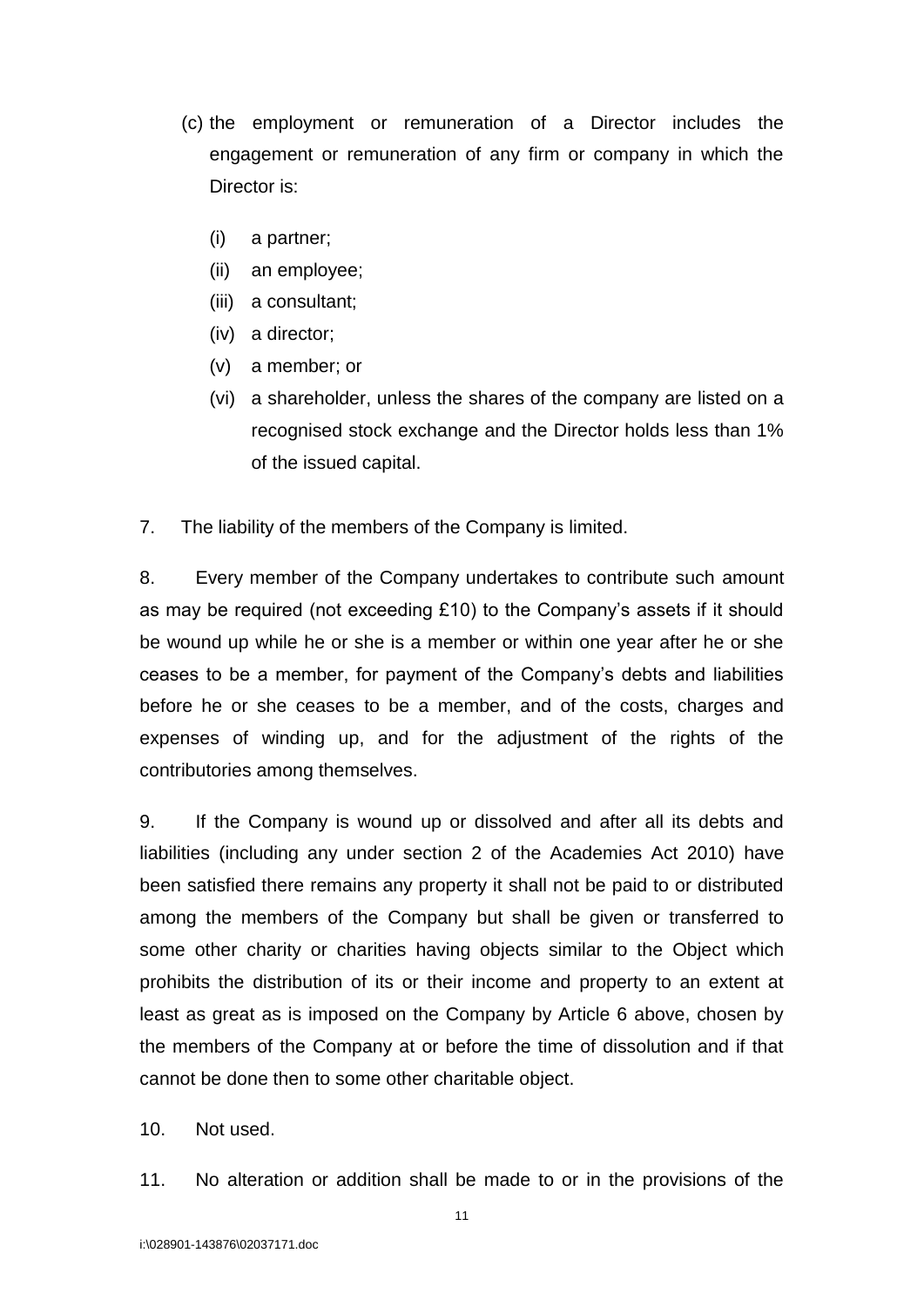(c) the employment or remuneration of a Director includes the engagement or remuneration of any firm or company in which the Director is:

   (i) a partner;
   (ii) an employee;
   (iii) a consultant;
   (iv) a director;
   (v) a member; or
   (vi) a shareholder, unless the shares of the company are listed on a recognised stock exchange and the Director holds less than 1% of the issued capital.

7. The liability of the members of the Company is limited.

8. Every member of the Company undertakes to contribute such amount as may be required (not exceeding £10) to the Company's assets if it should be wound up while he or she is a member or within one year after he or she ceases to be a member, for payment of the Company's debts and liabilities before he or she ceases to be a member, and of the costs, charges and expenses of winding up, and for the adjustment of the rights of the contributories among themselves.

9. If the Company is wound up or dissolved and after all its debts and liabilities (including any under section 2 of the Academies Act 2010) have been satisfied there remains any property it shall not be paid to or distributed among the members of the Company but shall be given or transferred to some other charity or charities having objects similar to the Object which prohibits the distribution of its or their income and property to an extent at least as great as is imposed on the Company by Article 6 above, chosen by the members of the Company at or before the time of dissolution and if that cannot be done then to some other charitable object.

10. Not used.

11. No alteration or addition shall be made to or in the provisions of the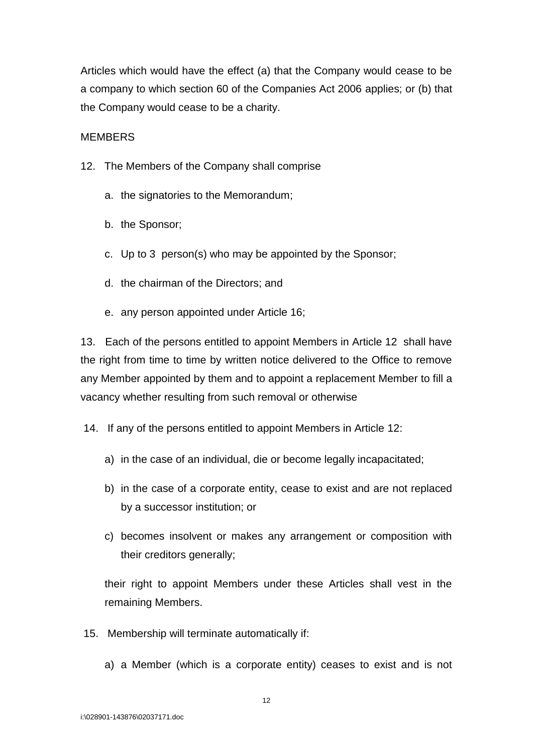Articles which would have the effect (a) that the Company would cease to be a company to which section 60 of the Companies Act 2006 applies; or (b) that the Company would cease to be a charity.

MEMBERS

12. The Members of the Company shall comprise

    a. the signatories to the Memorandum;

    b. the Sponsor;

    c. Up to 3 person(s) who may be appointed by the Sponsor;

    d. the chairman of the Directors; and

    e. any person appointed under Article 16;

13. Each of the persons entitled to appoint Members in Article 12 shall have the right from time to time by written notice delivered to the Office to remove any Member appointed by them and to appoint a replacement Member to fill a vacancy whether resulting from such removal or otherwise

14. If any of the persons entitled to appoint Members in Article 12:

    a) in the case of an individual, die or become legally incapacitated;

    b) in the case of a corporate entity, cease to exist and are not replaced by a successor institution; or

    c) becomes insolvent or makes any arrangement or composition with their creditors generally;

    their right to appoint Members under these Articles shall vest in the remaining Members.

15. Membership will terminate automatically if:

    a) a Member (which is a corporate entity) ceases to exist and is not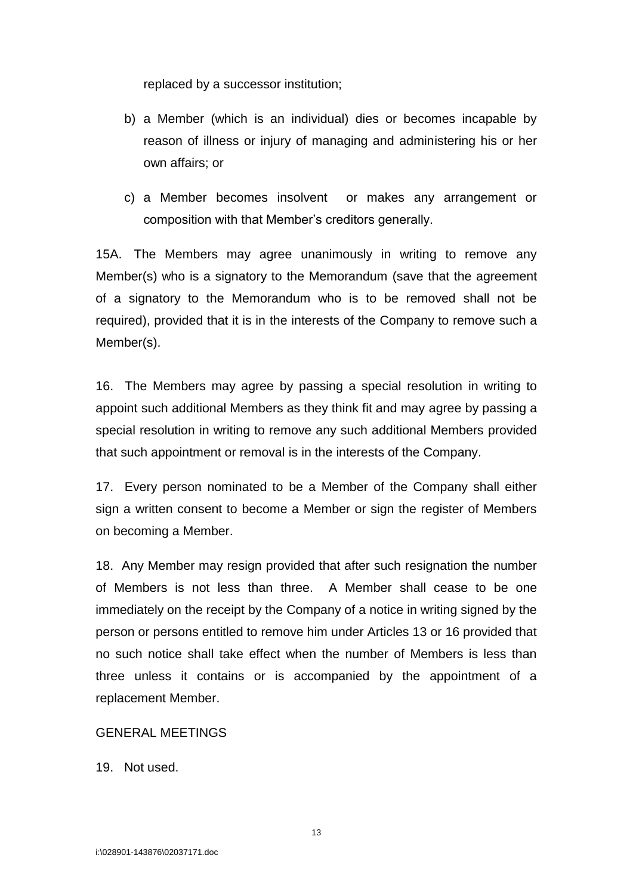replaced by a successor institution;

b) a Member (which is an individual) dies or becomes incapable by reason of illness or injury of managing and administering his or her own affairs; or

c) a Member becomes insolvent or makes any arrangement or composition with that Member's creditors generally.

15A. The Members may agree unanimously in writing to remove any Member(s) who is a signatory to the Memorandum (save that the agreement of a signatory to the Memorandum who is to be removed shall not be required), provided that it is in the interests of the Company to remove such a Member(s).

16. The Members may agree by passing a special resolution in writing to appoint such additional Members as they think fit and may agree by passing a special resolution in writing to remove any such additional Members provided that such appointment or removal is in the interests of the Company.

17. Every person nominated to be a Member of the Company shall either sign a written consent to become a Member or sign the register of Members on becoming a Member.

18. Any Member may resign provided that after such resignation the number of Members is not less than three. A Member shall cease to be one immediately on the receipt by the Company of a notice in writing signed by the person or persons entitled to remove him under Articles 13 or 16 provided that no such notice shall take effect when the number of Members is less than three unless it contains or is accompanied by the appointment of a replacement Member.

## GENERAL MEETINGS

19. Not used.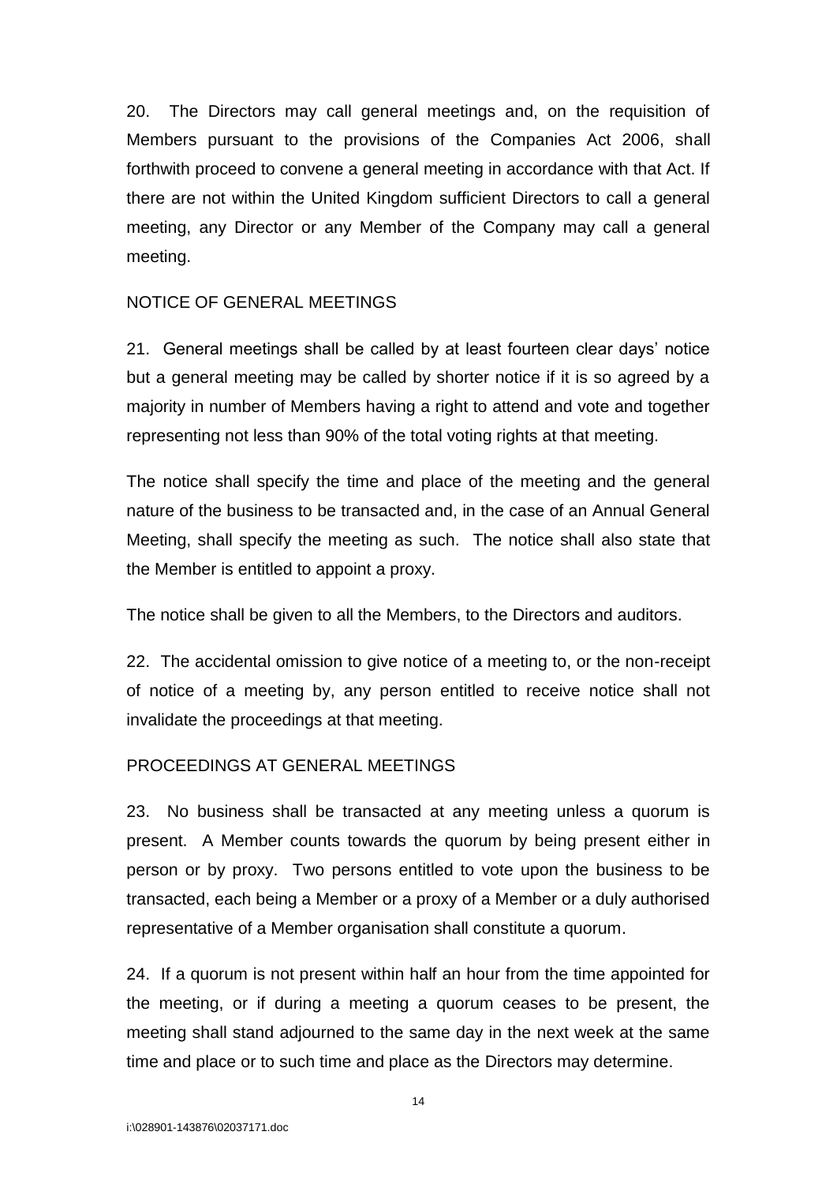20. The Directors may call general meetings and, on the requisition of Members pursuant to the provisions of the Companies Act 2006, shall forthwith proceed to convene a general meeting in accordance with that Act. If there are not within the United Kingdom sufficient Directors to call a general meeting, any Director or any Member of the Company may call a general meeting.

## NOTICE OF GENERAL MEETINGS

21. General meetings shall be called by at least fourteen clear days' notice but a general meeting may be called by shorter notice if it is so agreed by a majority in number of Members having a right to attend and vote and together representing not less than 90% of the total voting rights at that meeting.

The notice shall specify the time and place of the meeting and the general nature of the business to be transacted and, in the case of an Annual General Meeting, shall specify the meeting as such. The notice shall also state that the Member is entitled to appoint a proxy.

The notice shall be given to all the Members, to the Directors and auditors.

22. The accidental omission to give notice of a meeting to, or the non-receipt of notice of a meeting by, any person entitled to receive notice shall not invalidate the proceedings at that meeting.

## PROCEEDINGS AT GENERAL MEETINGS

23. No business shall be transacted at any meeting unless a quorum is present. A Member counts towards the quorum by being present either in person or by proxy. Two persons entitled to vote upon the business to be transacted, each being a Member or a proxy of a Member or a duly authorised representative of a Member organisation shall constitute a quorum.

24. If a quorum is not present within half an hour from the time appointed for the meeting, or if during a meeting a quorum ceases to be present, the meeting shall stand adjourned to the same day in the next week at the same time and place or to such time and place as the Directors may determine.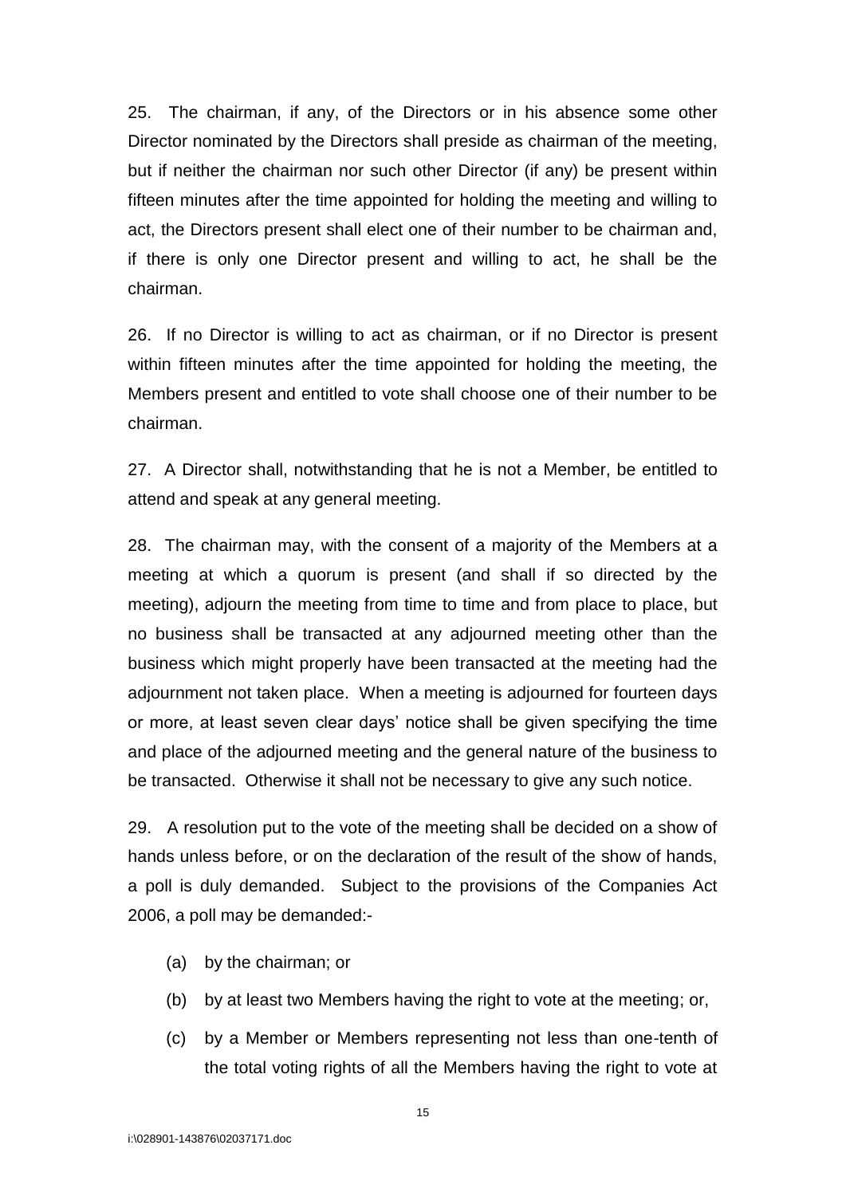25. The chairman, if any, of the Directors or in his absence some other Director nominated by the Directors shall preside as chairman of the meeting, but if neither the chairman nor such other Director (if any) be present within fifteen minutes after the time appointed for holding the meeting and willing to act, the Directors present shall elect one of their number to be chairman and, if there is only one Director present and willing to act, he shall be the chairman.

26. If no Director is willing to act as chairman, or if no Director is present within fifteen minutes after the time appointed for holding the meeting, the Members present and entitled to vote shall choose one of their number to be chairman.

27. A Director shall, notwithstanding that he is not a Member, be entitled to attend and speak at any general meeting.

28. The chairman may, with the consent of a majority of the Members at a meeting at which a quorum is present (and shall if so directed by the meeting), adjourn the meeting from time to time and from place to place, but no business shall be transacted at any adjourned meeting other than the business which might properly have been transacted at the meeting had the adjournment not taken place. When a meeting is adjourned for fourteen days or more, at least seven clear days' notice shall be given specifying the time and place of the adjourned meeting and the general nature of the business to be transacted. Otherwise it shall not be necessary to give any such notice.

29. A resolution put to the vote of the meeting shall be decided on a show of hands unless before, or on the declaration of the result of the show of hands, a poll is duly demanded. Subject to the provisions of the Companies Act 2006, a poll may be demanded:-

(a) by the chairman; or

(b) by at least two Members having the right to vote at the meeting; or,

(c) by a Member or Members representing not less than one-tenth of the total voting rights of all the Members having the right to vote at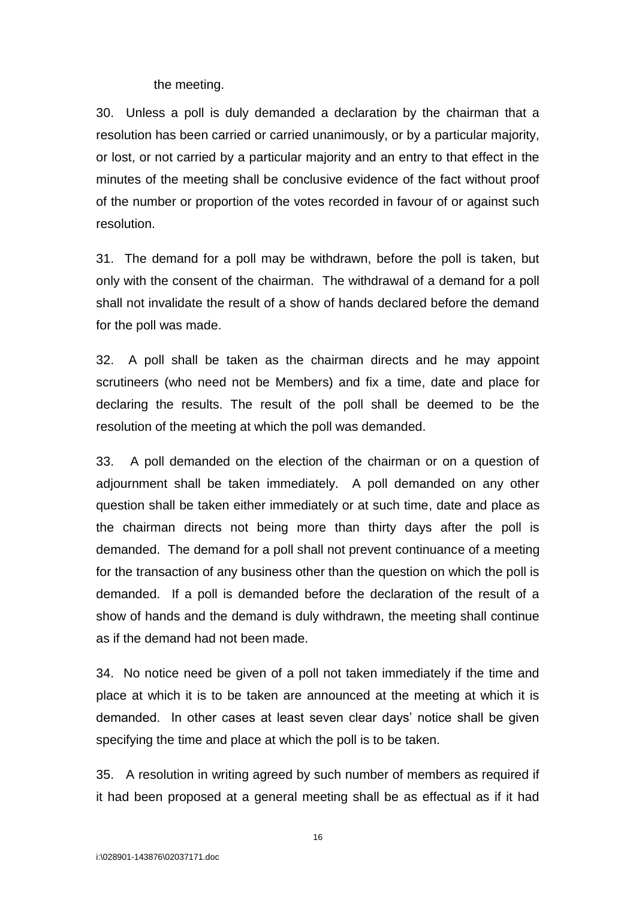the meeting.

30. Unless a poll is duly demanded a declaration by the chairman that a resolution has been carried or carried unanimously, or by a particular majority, or lost, or not carried by a particular majority and an entry to that effect in the minutes of the meeting shall be conclusive evidence of the fact without proof of the number or proportion of the votes recorded in favour of or against such resolution.

31. The demand for a poll may be withdrawn, before the poll is taken, but only with the consent of the chairman. The withdrawal of a demand for a poll shall not invalidate the result of a show of hands declared before the demand for the poll was made.

32. A poll shall be taken as the chairman directs and he may appoint scrutineers (who need not be Members) and fix a time, date and place for declaring the results. The result of the poll shall be deemed to be the resolution of the meeting at which the poll was demanded.

33. A poll demanded on the election of the chairman or on a question of adjournment shall be taken immediately. A poll demanded on any other question shall be taken either immediately or at such time, date and place as the chairman directs not being more than thirty days after the poll is demanded. The demand for a poll shall not prevent continuance of a meeting for the transaction of any business other than the question on which the poll is demanded. If a poll is demanded before the declaration of the result of a show of hands and the demand is duly withdrawn, the meeting shall continue as if the demand had not been made.

34. No notice need be given of a poll not taken immediately if the time and place at which it is to be taken are announced at the meeting at which it is demanded. In other cases at least seven clear days' notice shall be given specifying the time and place at which the poll is to be taken.

35. A resolution in writing agreed by such number of members as required if it had been proposed at a general meeting shall be as effectual as if it had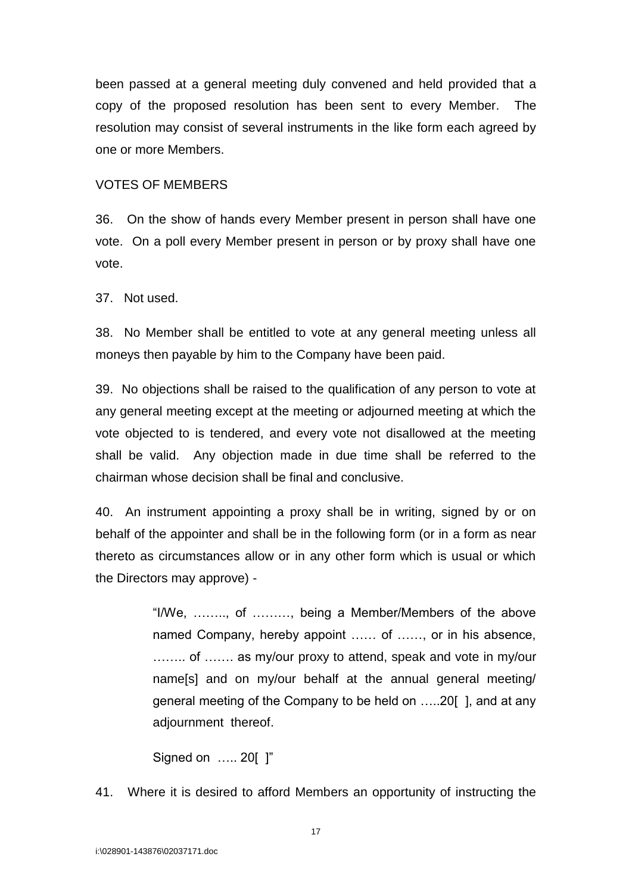been passed at a general meeting duly convened and held provided that a copy of the proposed resolution has been sent to every Member. The resolution may consist of several instruments in the like form each agreed by one or more Members.

VOTES OF MEMBERS

36. On the show of hands every Member present in person shall have one vote. On a poll every Member present in person or by proxy shall have one vote.

37. Not used.

38. No Member shall be entitled to vote at any general meeting unless all moneys then payable by him to the Company have been paid.

39. No objections shall be raised to the qualification of any person to vote at any general meeting except at the meeting or adjourned meeting at which the vote objected to is tendered, and every vote not disallowed at the meeting shall be valid. Any objection made in due time shall be referred to the chairman whose decision shall be final and conclusive.

40. An instrument appointing a proxy shall be in writing, signed by or on behalf of the appointer and shall be in the following form (or in a form as near thereto as circumstances allow or in any other form which is usual or which the Directors may approve) -

> "I/We, …….., of ………, being a Member/Members of the above named Company, hereby appoint …… of ……, or in his absence, …….. of ……. as my/our proxy to attend, speak and vote in my/our name[s] and on my/our behalf at the annual general meeting/ general meeting of the Company to be held on …..20[ ], and at any adjournment thereof.
>
> Signed on ….. 20[ ]"

41. Where it is desired to afford Members an opportunity of instructing the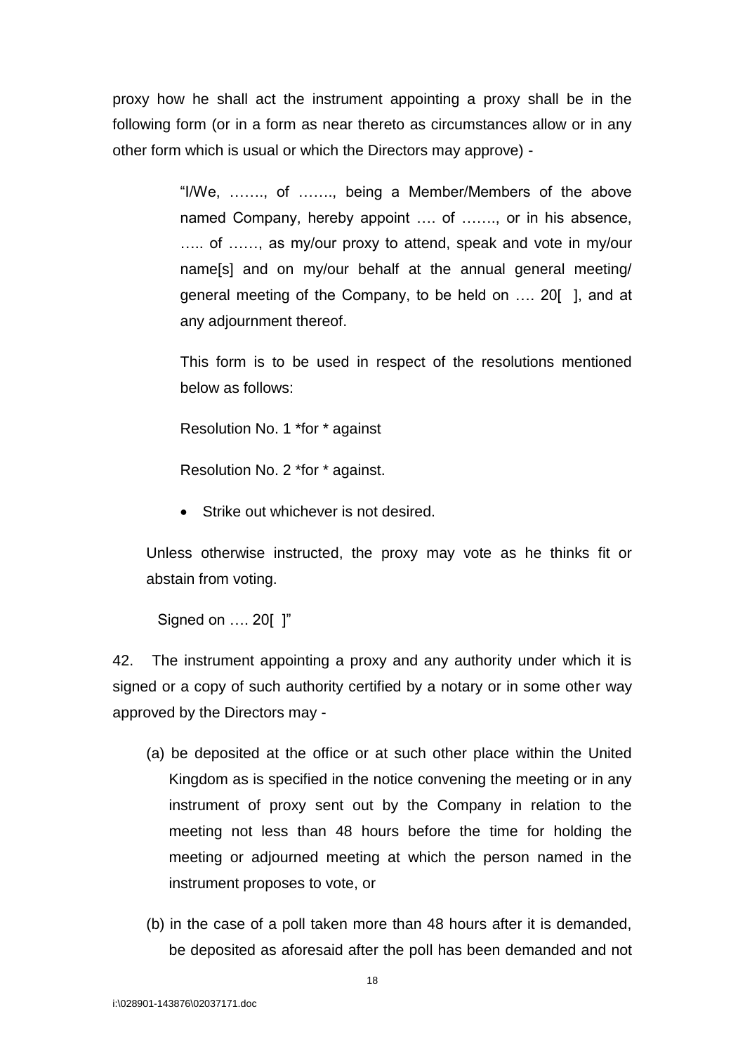proxy how he shall act the instrument appointing a proxy shall be in the following form (or in a form as near thereto as circumstances allow or in any other form which is usual or which the Directors may approve) -

> "I/We, ……., of ……., being a Member/Members of the above named Company, hereby appoint …. of ……., or in his absence, ….. of ……, as my/our proxy to attend, speak and vote in my/our name[s] and on my/our behalf at the annual general meeting/ general meeting of the Company, to be held on …. 20[ ], and at any adjournment thereof.
>
> This form is to be used in respect of the resolutions mentioned below as follows:
>
> Resolution No. 1 *for * against
>
> Resolution No. 2 *for * against.
>
> - Strike out whichever is not desired.
>
> Unless otherwise instructed, the proxy may vote as he thinks fit or abstain from voting.
>
> Signed on …. 20[ ]"

42. The instrument appointing a proxy and any authority under which it is signed or a copy of such authority certified by a notary or in some other way approved by the Directors may -

(a) be deposited at the office or at such other place within the United Kingdom as is specified in the notice convening the meeting or in any instrument of proxy sent out by the Company in relation to the meeting not less than 48 hours before the time for holding the meeting or adjourned meeting at which the person named in the instrument proposes to vote, or

(b) in the case of a poll taken more than 48 hours after it is demanded, be deposited as aforesaid after the poll has been demanded and not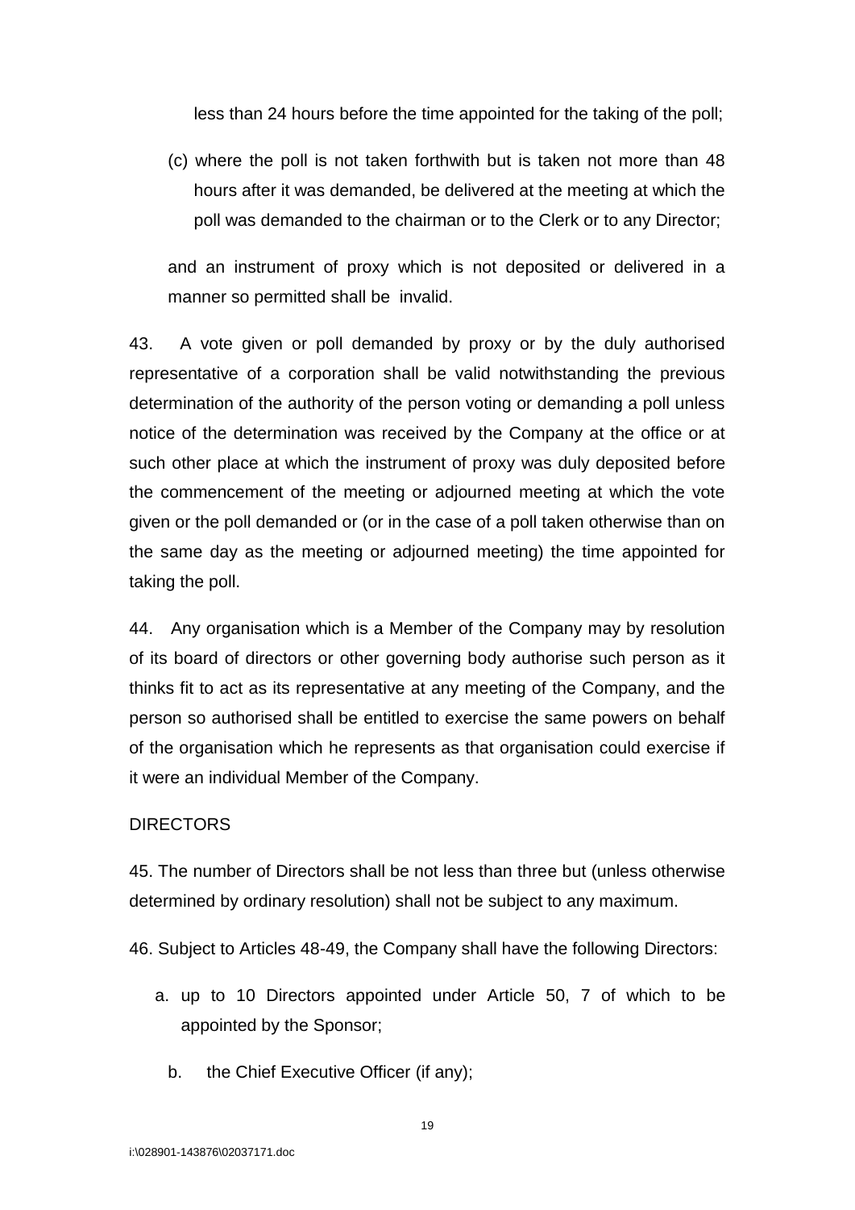less than 24 hours before the time appointed for the taking of the poll;

(c) where the poll is not taken forthwith but is taken not more than 48 hours after it was demanded, be delivered at the meeting at which the poll was demanded to the chairman or to the Clerk or to any Director;

and an instrument of proxy which is not deposited or delivered in a manner so permitted shall be invalid.

43. A vote given or poll demanded by proxy or by the duly authorised representative of a corporation shall be valid notwithstanding the previous determination of the authority of the person voting or demanding a poll unless notice of the determination was received by the Company at the office or at such other place at which the instrument of proxy was duly deposited before the commencement of the meeting or adjourned meeting at which the vote given or the poll demanded or (or in the case of a poll taken otherwise than on the same day as the meeting or adjourned meeting) the time appointed for taking the poll.

44. Any organisation which is a Member of the Company may by resolution of its board of directors or other governing body authorise such person as it thinks fit to act as its representative at any meeting of the Company, and the person so authorised shall be entitled to exercise the same powers on behalf of the organisation which he represents as that organisation could exercise if it were an individual Member of the Company.

DIRECTORS

45. The number of Directors shall be not less than three but (unless otherwise determined by ordinary resolution) shall not be subject to any maximum.

46. Subject to Articles 48-49, the Company shall have the following Directors:

a. up to 10 Directors appointed under Article 50, 7 of which to be appointed by the Sponsor;

b. the Chief Executive Officer (if any);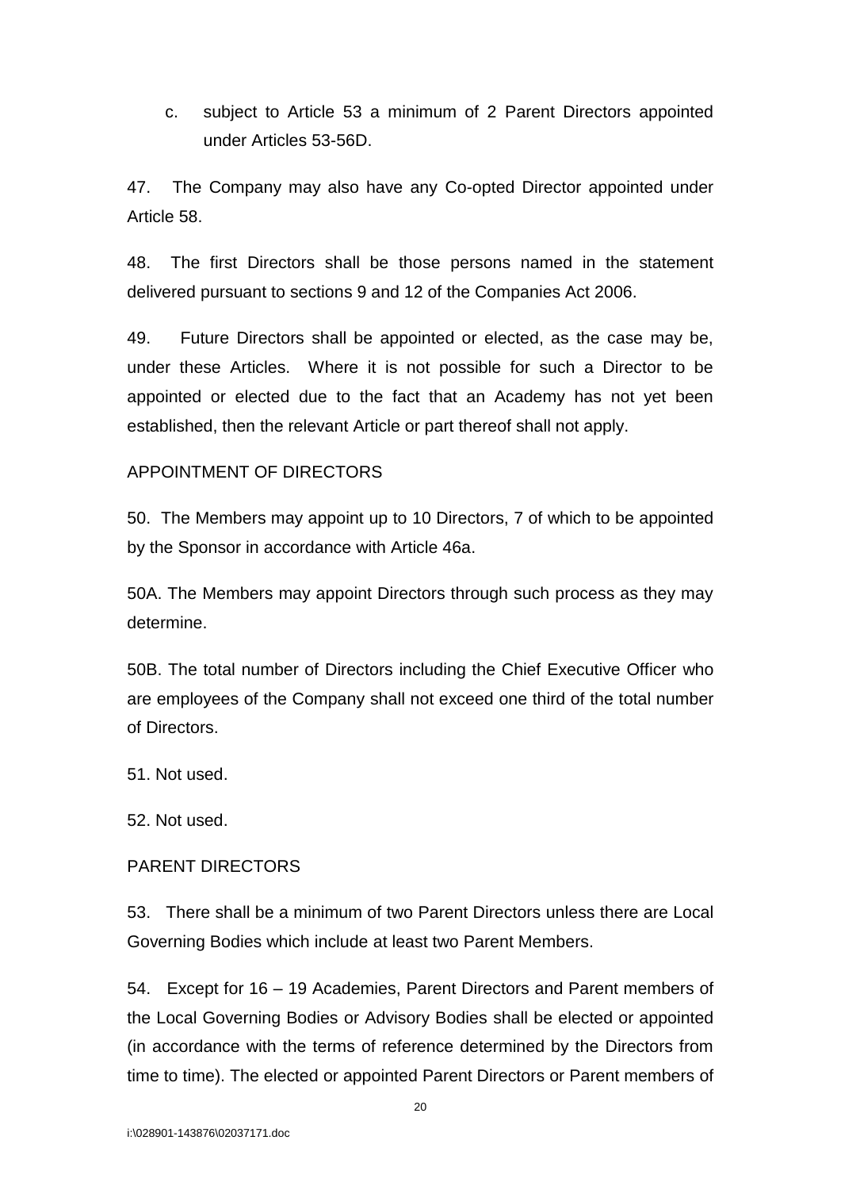c. subject to Article 53 a minimum of 2 Parent Directors appointed under Articles 53-56D.

47. The Company may also have any Co-opted Director appointed under Article 58.

48. The first Directors shall be those persons named in the statement delivered pursuant to sections 9 and 12 of the Companies Act 2006.

49. Future Directors shall be appointed or elected, as the case may be, under these Articles. Where it is not possible for such a Director to be appointed or elected due to the fact that an Academy has not yet been established, then the relevant Article or part thereof shall not apply.

APPOINTMENT OF DIRECTORS

50. The Members may appoint up to 10 Directors, 7 of which to be appointed by the Sponsor in accordance with Article 46a.

50A. The Members may appoint Directors through such process as they may determine.

50B. The total number of Directors including the Chief Executive Officer who are employees of the Company shall not exceed one third of the total number of Directors.

51. Not used.

52. Not used.

PARENT DIRECTORS

53. There shall be a minimum of two Parent Directors unless there are Local Governing Bodies which include at least two Parent Members.

54. Except for 16 – 19 Academies, Parent Directors and Parent members of the Local Governing Bodies or Advisory Bodies shall be elected or appointed (in accordance with the terms of reference determined by the Directors from time to time). The elected or appointed Parent Directors or Parent members of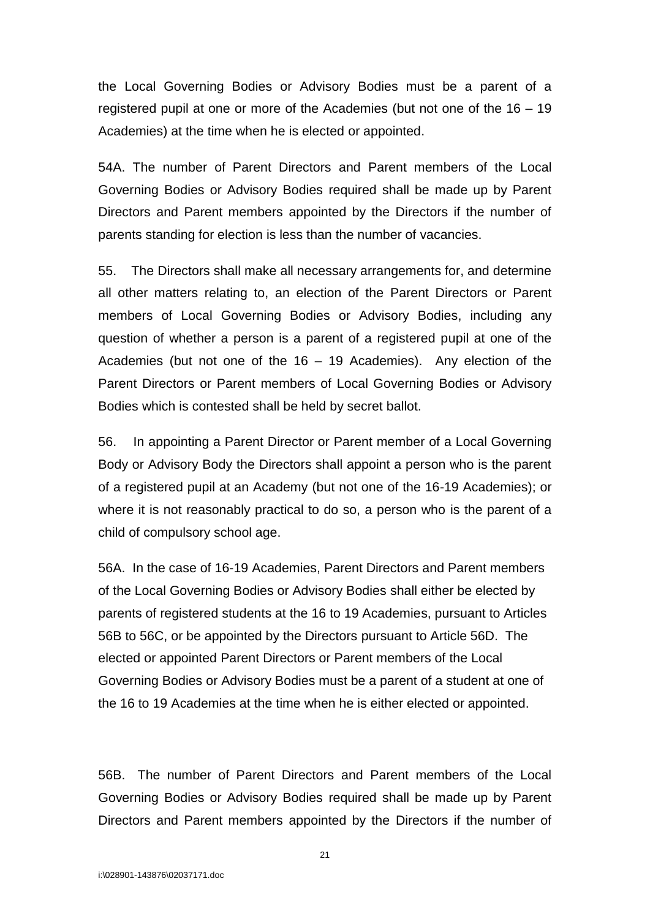the Local Governing Bodies or Advisory Bodies must be a parent of a registered pupil at one or more of the Academies (but not one of the 16 – 19 Academies) at the time when he is elected or appointed.

54A. The number of Parent Directors and Parent members of the Local Governing Bodies or Advisory Bodies required shall be made up by Parent Directors and Parent members appointed by the Directors if the number of parents standing for election is less than the number of vacancies.

55. The Directors shall make all necessary arrangements for, and determine all other matters relating to, an election of the Parent Directors or Parent members of Local Governing Bodies or Advisory Bodies, including any question of whether a person is a parent of a registered pupil at one of the Academies (but not one of the 16 – 19 Academies). Any election of the Parent Directors or Parent members of Local Governing Bodies or Advisory Bodies which is contested shall be held by secret ballot.

56. In appointing a Parent Director or Parent member of a Local Governing Body or Advisory Body the Directors shall appoint a person who is the parent of a registered pupil at an Academy (but not one of the 16-19 Academies); or where it is not reasonably practical to do so, a person who is the parent of a child of compulsory school age.

56A. In the case of 16-19 Academies, Parent Directors and Parent members of the Local Governing Bodies or Advisory Bodies shall either be elected by parents of registered students at the 16 to 19 Academies, pursuant to Articles 56B to 56C, or be appointed by the Directors pursuant to Article 56D. The elected or appointed Parent Directors or Parent members of the Local Governing Bodies or Advisory Bodies must be a parent of a student at one of the 16 to 19 Academies at the time when he is either elected or appointed.

56B. The number of Parent Directors and Parent members of the Local Governing Bodies or Advisory Bodies required shall be made up by Parent Directors and Parent members appointed by the Directors if the number of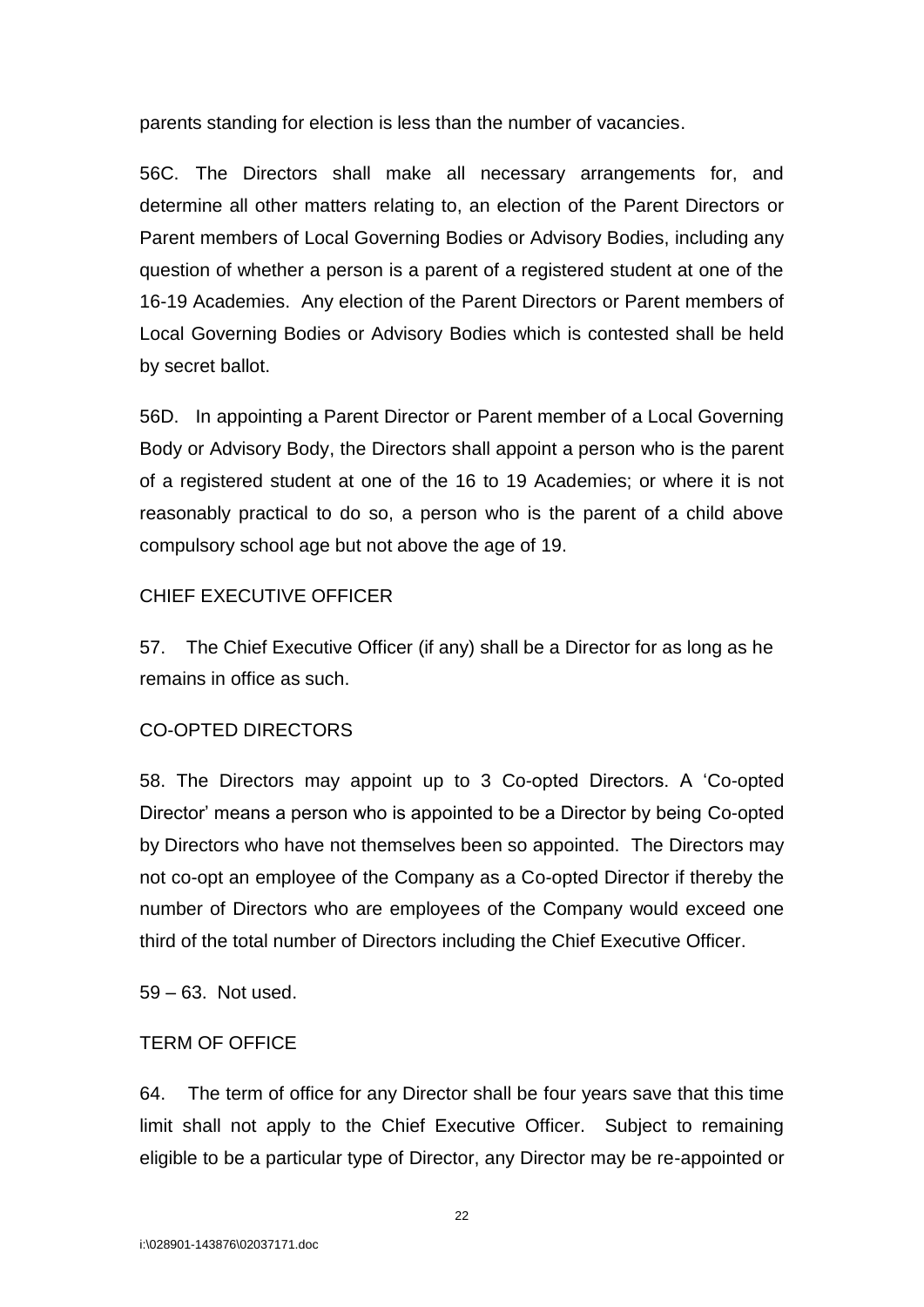parents standing for election is less than the number of vacancies.

56C. The Directors shall make all necessary arrangements for, and determine all other matters relating to, an election of the Parent Directors or Parent members of Local Governing Bodies or Advisory Bodies, including any question of whether a person is a parent of a registered student at one of the 16-19 Academies. Any election of the Parent Directors or Parent members of Local Governing Bodies or Advisory Bodies which is contested shall be held by secret ballot.

56D. In appointing a Parent Director or Parent member of a Local Governing Body or Advisory Body, the Directors shall appoint a person who is the parent of a registered student at one of the 16 to 19 Academies; or where it is not reasonably practical to do so, a person who is the parent of a child above compulsory school age but not above the age of 19.

## CHIEF EXECUTIVE OFFICER

57. The Chief Executive Officer (if any) shall be a Director for as long as he remains in office as such.

## CO-OPTED DIRECTORS

58. The Directors may appoint up to 3 Co-opted Directors. A 'Co-opted Director' means a person who is appointed to be a Director by being Co-opted by Directors who have not themselves been so appointed. The Directors may not co-opt an employee of the Company as a Co-opted Director if thereby the number of Directors who are employees of the Company would exceed one third of the total number of Directors including the Chief Executive Officer.

59 – 63. Not used.

## TERM OF OFFICE

64. The term of office for any Director shall be four years save that this time limit shall not apply to the Chief Executive Officer. Subject to remaining eligible to be a particular type of Director, any Director may be re-appointed or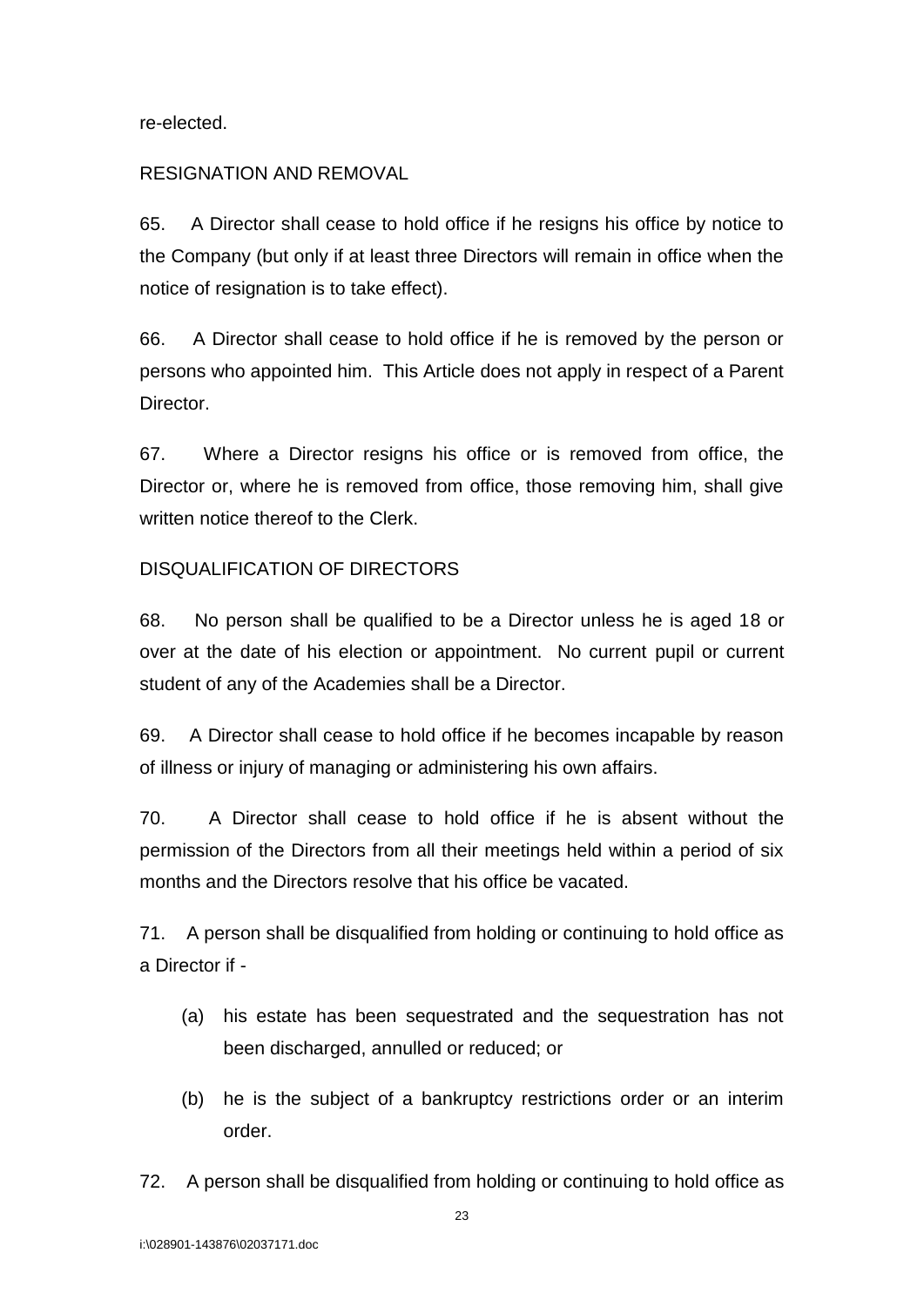re-elected.

RESIGNATION AND REMOVAL

65. A Director shall cease to hold office if he resigns his office by notice to the Company (but only if at least three Directors will remain in office when the notice of resignation is to take effect).

66. A Director shall cease to hold office if he is removed by the person or persons who appointed him. This Article does not apply in respect of a Parent Director.

67. Where a Director resigns his office or is removed from office, the Director or, where he is removed from office, those removing him, shall give written notice thereof to the Clerk.

DISQUALIFICATION OF DIRECTORS

68. No person shall be qualified to be a Director unless he is aged 18 or over at the date of his election or appointment. No current pupil or current student of any of the Academies shall be a Director.

69. A Director shall cease to hold office if he becomes incapable by reason of illness or injury of managing or administering his own affairs.

70. A Director shall cease to hold office if he is absent without the permission of the Directors from all their meetings held within a period of six months and the Directors resolve that his office be vacated.

71. A person shall be disqualified from holding or continuing to hold office as a Director if -

(a) his estate has been sequestrated and the sequestration has not been discharged, annulled or reduced; or

(b) he is the subject of a bankruptcy restrictions order or an interim order.

72. A person shall be disqualified from holding or continuing to hold office as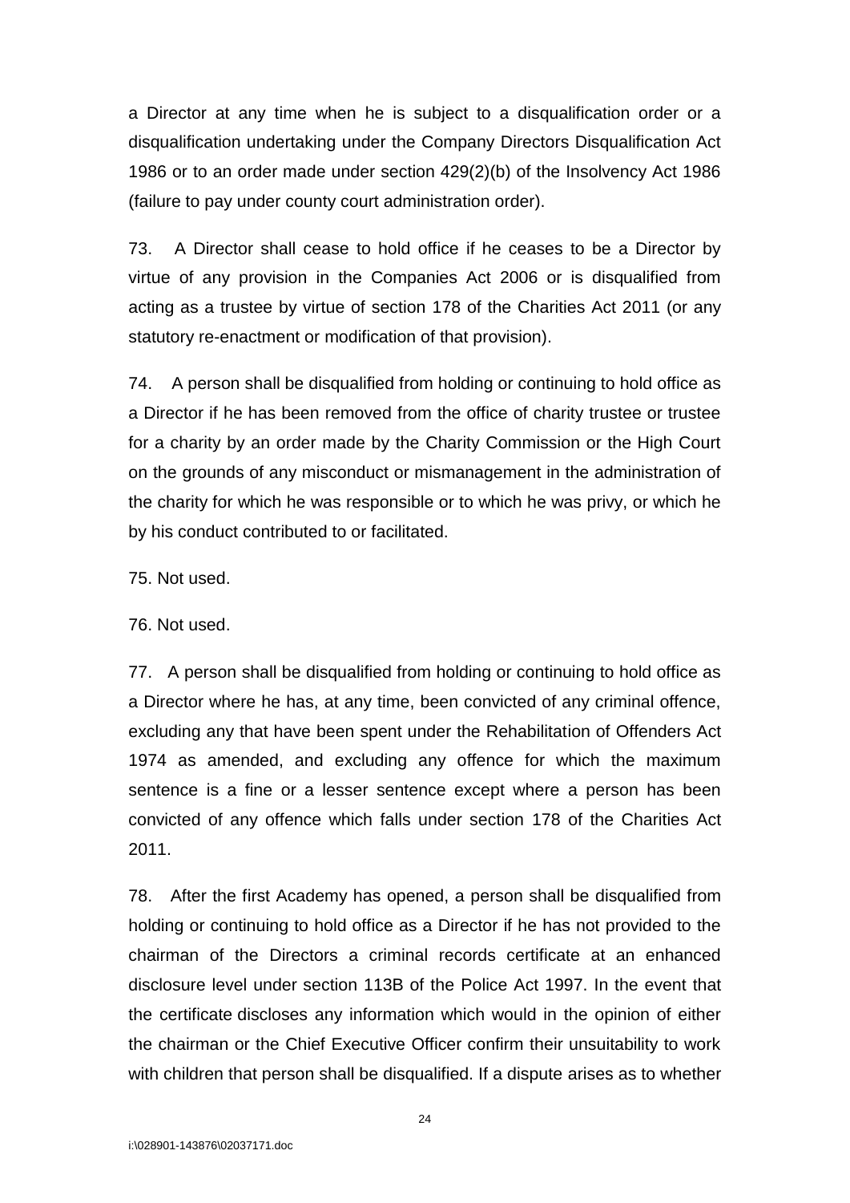a Director at any time when he is subject to a disqualification order or a disqualification undertaking under the Company Directors Disqualification Act 1986 or to an order made under section 429(2)(b) of the Insolvency Act 1986 (failure to pay under county court administration order).

73. A Director shall cease to hold office if he ceases to be a Director by virtue of any provision in the Companies Act 2006 or is disqualified from acting as a trustee by virtue of section 178 of the Charities Act 2011 (or any statutory re-enactment or modification of that provision).

74. A person shall be disqualified from holding or continuing to hold office as a Director if he has been removed from the office of charity trustee or trustee for a charity by an order made by the Charity Commission or the High Court on the grounds of any misconduct or mismanagement in the administration of the charity for which he was responsible or to which he was privy, or which he by his conduct contributed to or facilitated.

75. Not used.

76. Not used.

77. A person shall be disqualified from holding or continuing to hold office as a Director where he has, at any time, been convicted of any criminal offence, excluding any that have been spent under the Rehabilitation of Offenders Act 1974 as amended, and excluding any offence for which the maximum sentence is a fine or a lesser sentence except where a person has been convicted of any offence which falls under section 178 of the Charities Act 2011.

78. After the first Academy has opened, a person shall be disqualified from holding or continuing to hold office as a Director if he has not provided to the chairman of the Directors a criminal records certificate at an enhanced disclosure level under section 113B of the Police Act 1997. In the event that the certificate discloses any information which would in the opinion of either the chairman or the Chief Executive Officer confirm their unsuitability to work with children that person shall be disqualified. If a dispute arises as to whether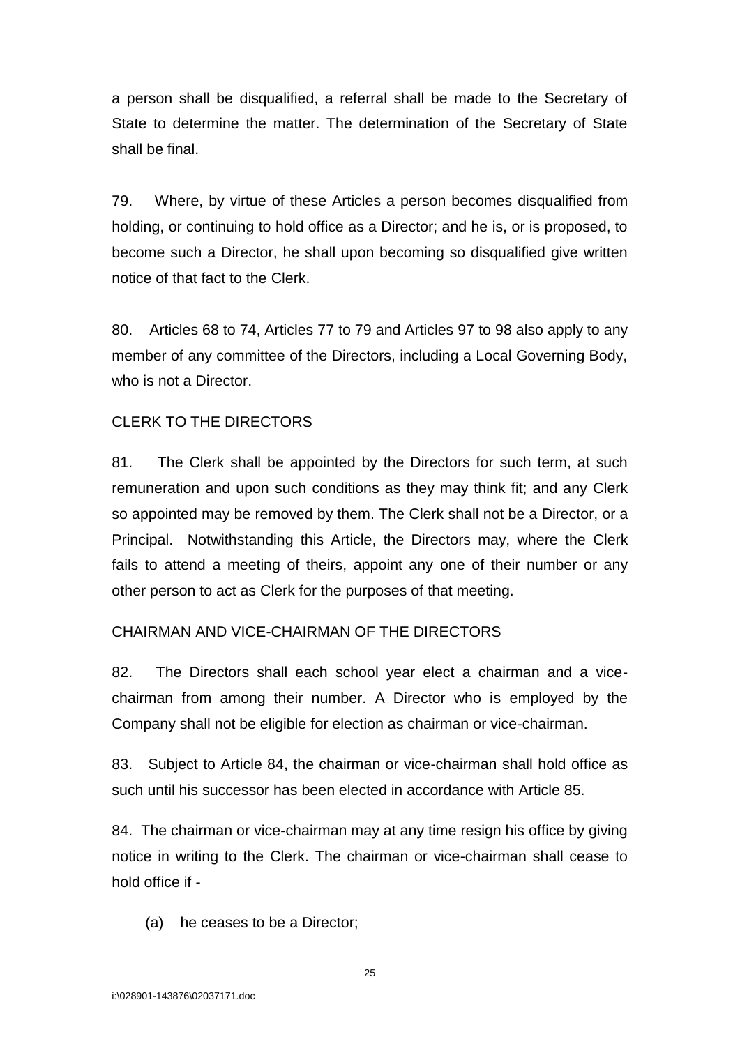a person shall be disqualified, a referral shall be made to the Secretary of State to determine the matter. The determination of the Secretary of State shall be final.

79. Where, by virtue of these Articles a person becomes disqualified from holding, or continuing to hold office as a Director; and he is, or is proposed, to become such a Director, he shall upon becoming so disqualified give written notice of that fact to the Clerk.

80. Articles 68 to 74, Articles 77 to 79 and Articles 97 to 98 also apply to any member of any committee of the Directors, including a Local Governing Body, who is not a Director.

## CLERK TO THE DIRECTORS

81. The Clerk shall be appointed by the Directors for such term, at such remuneration and upon such conditions as they may think fit; and any Clerk so appointed may be removed by them. The Clerk shall not be a Director, or a Principal. Notwithstanding this Article, the Directors may, where the Clerk fails to attend a meeting of theirs, appoint any one of their number or any other person to act as Clerk for the purposes of that meeting.

## CHAIRMAN AND VICE-CHAIRMAN OF THE DIRECTORS

82. The Directors shall each school year elect a chairman and a vice-chairman from among their number. A Director who is employed by the Company shall not be eligible for election as chairman or vice-chairman.

83. Subject to Article 84, the chairman or vice-chairman shall hold office as such until his successor has been elected in accordance with Article 85.

84. The chairman or vice-chairman may at any time resign his office by giving notice in writing to the Clerk. The chairman or vice-chairman shall cease to hold office if -

(a) he ceases to be a Director;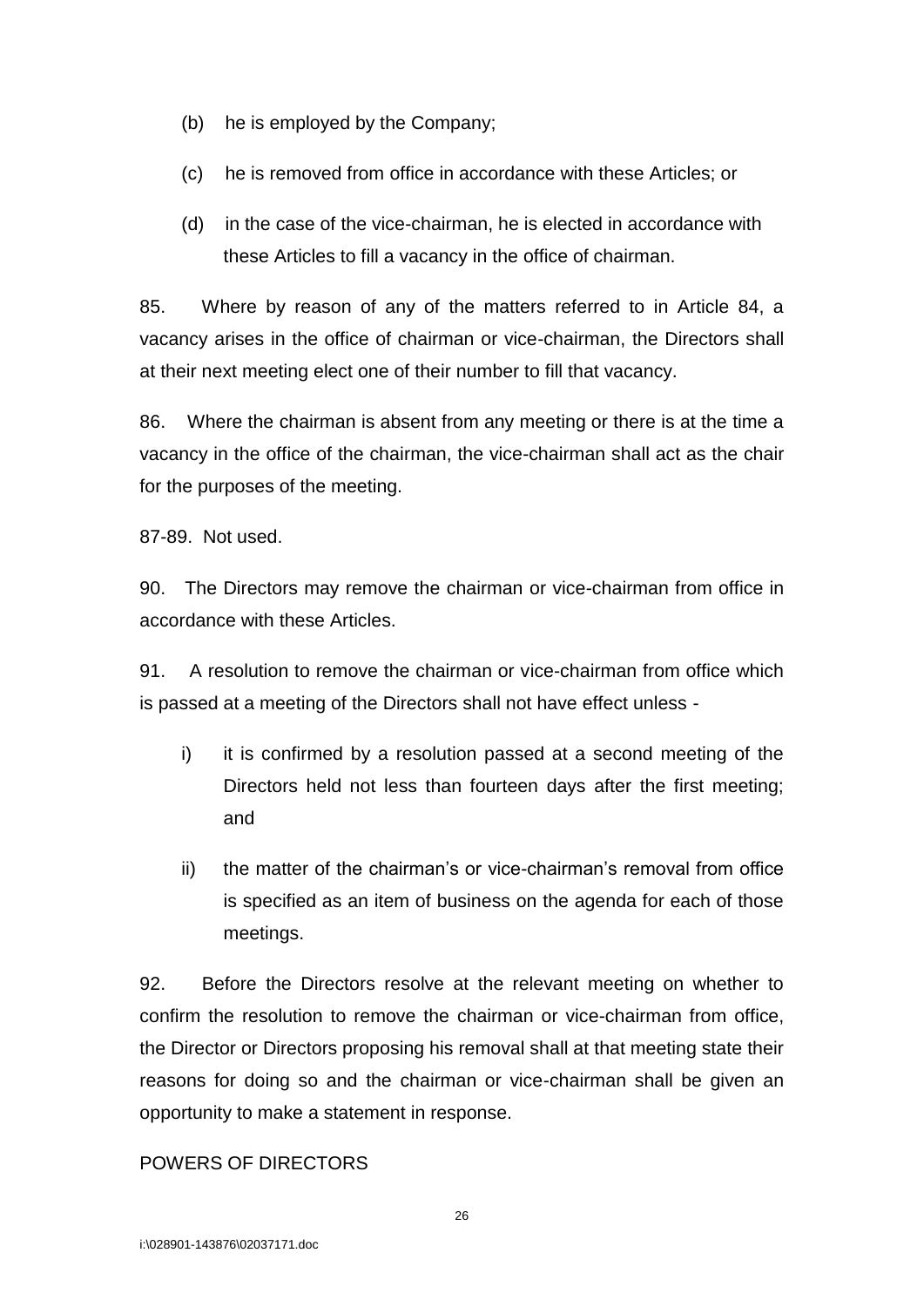(b) he is employed by the Company;

(c) he is removed from office in accordance with these Articles; or

(d) in the case of the vice-chairman, he is elected in accordance with these Articles to fill a vacancy in the office of chairman.

85. Where by reason of any of the matters referred to in Article 84, a vacancy arises in the office of chairman or vice-chairman, the Directors shall at their next meeting elect one of their number to fill that vacancy.

86. Where the chairman is absent from any meeting or there is at the time a vacancy in the office of the chairman, the vice-chairman shall act as the chair for the purposes of the meeting.

87-89. Not used.

90. The Directors may remove the chairman or vice-chairman from office in accordance with these Articles.

91. A resolution to remove the chairman or vice-chairman from office which is passed at a meeting of the Directors shall not have effect unless -

i) it is confirmed by a resolution passed at a second meeting of the Directors held not less than fourteen days after the first meeting; and

ii) the matter of the chairman's or vice-chairman's removal from office is specified as an item of business on the agenda for each of those meetings.

92. Before the Directors resolve at the relevant meeting on whether to confirm the resolution to remove the chairman or vice-chairman from office, the Director or Directors proposing his removal shall at that meeting state their reasons for doing so and the chairman or vice-chairman shall be given an opportunity to make a statement in response.

POWERS OF DIRECTORS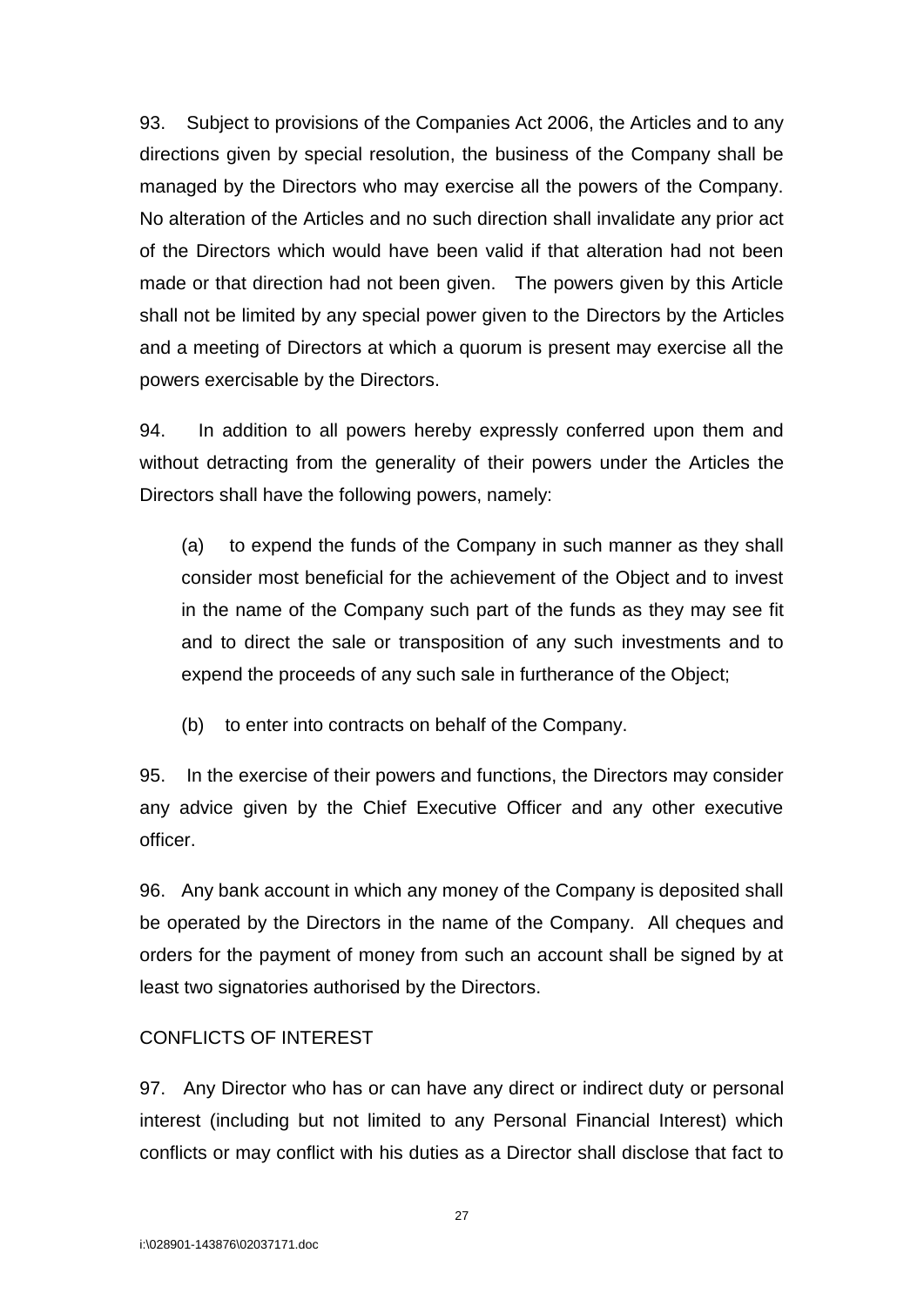93. Subject to provisions of the Companies Act 2006, the Articles and to any directions given by special resolution, the business of the Company shall be managed by the Directors who may exercise all the powers of the Company. No alteration of the Articles and no such direction shall invalidate any prior act of the Directors which would have been valid if that alteration had not been made or that direction had not been given. The powers given by this Article shall not be limited by any special power given to the Directors by the Articles and a meeting of Directors at which a quorum is present may exercise all the powers exercisable by the Directors.

94. In addition to all powers hereby expressly conferred upon them and without detracting from the generality of their powers under the Articles the Directors shall have the following powers, namely:

(a) to expend the funds of the Company in such manner as they shall consider most beneficial for the achievement of the Object and to invest in the name of the Company such part of the funds as they may see fit and to direct the sale or transposition of any such investments and to expend the proceeds of any such sale in furtherance of the Object;

(b) to enter into contracts on behalf of the Company.

95. In the exercise of their powers and functions, the Directors may consider any advice given by the Chief Executive Officer and any other executive officer.

96. Any bank account in which any money of the Company is deposited shall be operated by the Directors in the name of the Company. All cheques and orders for the payment of money from such an account shall be signed by at least two signatories authorised by the Directors.

## CONFLICTS OF INTEREST

97. Any Director who has or can have any direct or indirect duty or personal interest (including but not limited to any Personal Financial Interest) which conflicts or may conflict with his duties as a Director shall disclose that fact to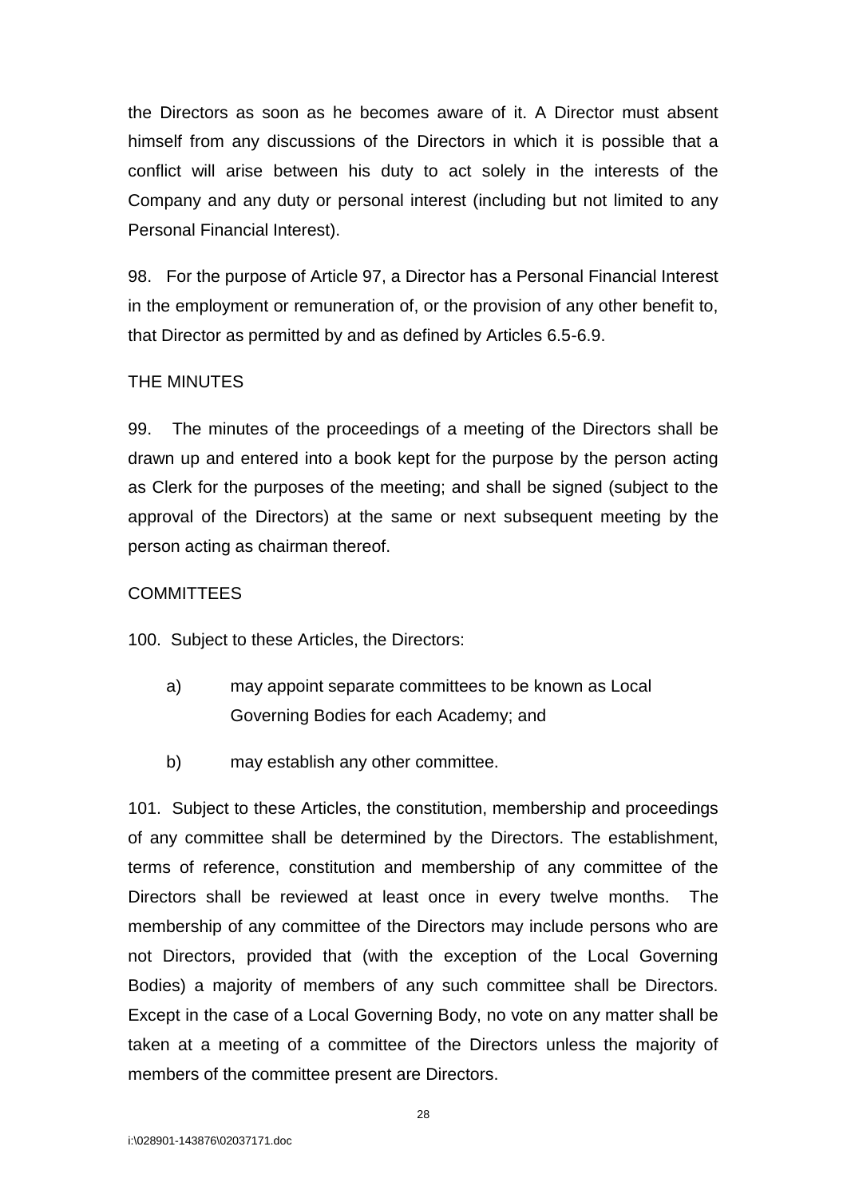the Directors as soon as he becomes aware of it. A Director must absent himself from any discussions of the Directors in which it is possible that a conflict will arise between his duty to act solely in the interests of the Company and any duty or personal interest (including but not limited to any Personal Financial Interest).

98. For the purpose of Article 97, a Director has a Personal Financial Interest in the employment or remuneration of, or the provision of any other benefit to, that Director as permitted by and as defined by Articles 6.5-6.9.

THE MINUTES

99. The minutes of the proceedings of a meeting of the Directors shall be drawn up and entered into a book kept for the purpose by the person acting as Clerk for the purposes of the meeting; and shall be signed (subject to the approval of the Directors) at the same or next subsequent meeting by the person acting as chairman thereof.

COMMITTEES

100. Subject to these Articles, the Directors:

a) may appoint separate committees to be known as Local Governing Bodies for each Academy; and

b) may establish any other committee.

101. Subject to these Articles, the constitution, membership and proceedings of any committee shall be determined by the Directors. The establishment, terms of reference, constitution and membership of any committee of the Directors shall be reviewed at least once in every twelve months. The membership of any committee of the Directors may include persons who are not Directors, provided that (with the exception of the Local Governing Bodies) a majority of members of any such committee shall be Directors. Except in the case of a Local Governing Body, no vote on any matter shall be taken at a meeting of a committee of the Directors unless the majority of members of the committee present are Directors.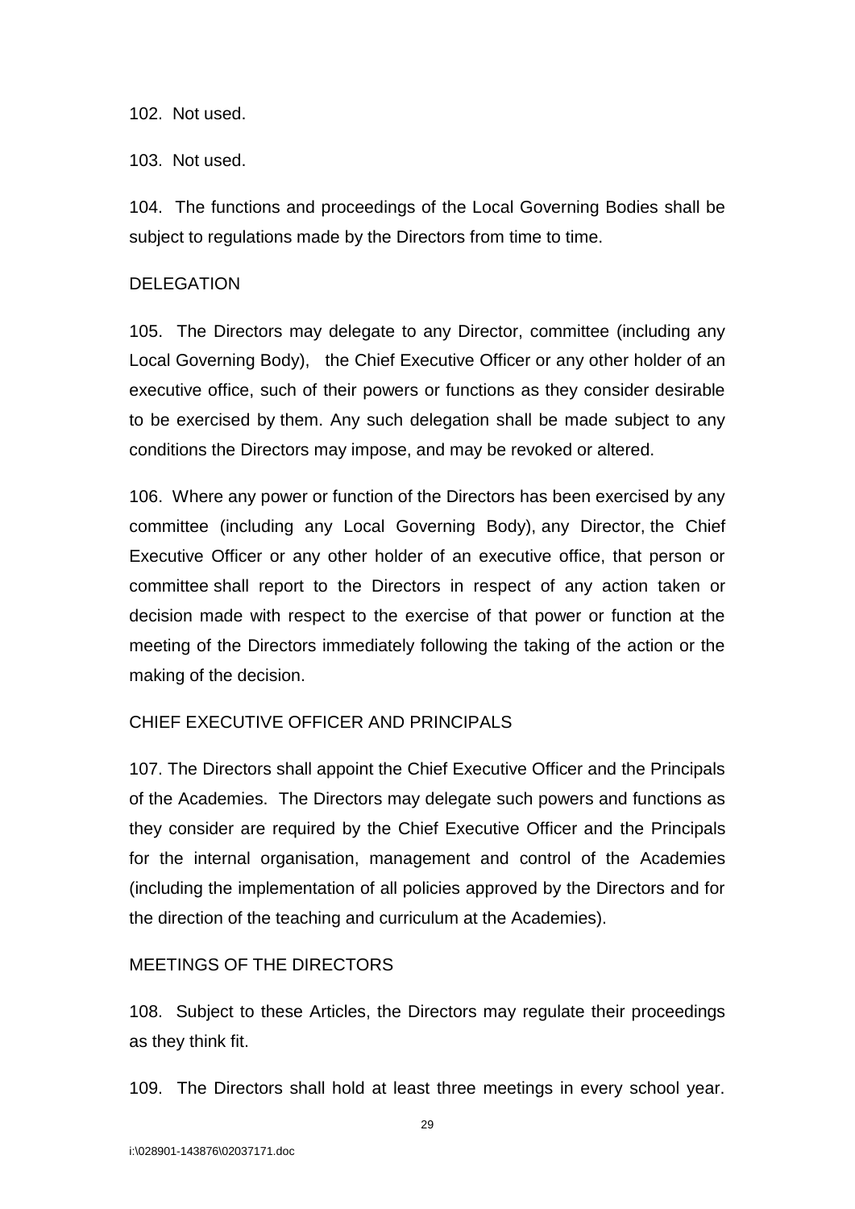102. Not used.

103. Not used.

104. The functions and proceedings of the Local Governing Bodies shall be subject to regulations made by the Directors from time to time.

## DELEGATION

105. The Directors may delegate to any Director, committee (including any Local Governing Body), the Chief Executive Officer or any other holder of an executive office, such of their powers or functions as they consider desirable to be exercised by them. Any such delegation shall be made subject to any conditions the Directors may impose, and may be revoked or altered.

106. Where any power or function of the Directors has been exercised by any committee (including any Local Governing Body), any Director, the Chief Executive Officer or any other holder of an executive office, that person or committee shall report to the Directors in respect of any action taken or decision made with respect to the exercise of that power or function at the meeting of the Directors immediately following the taking of the action or the making of the decision.

## CHIEF EXECUTIVE OFFICER AND PRINCIPALS

107. The Directors shall appoint the Chief Executive Officer and the Principals of the Academies. The Directors may delegate such powers and functions as they consider are required by the Chief Executive Officer and the Principals for the internal organisation, management and control of the Academies (including the implementation of all policies approved by the Directors and for the direction of the teaching and curriculum at the Academies).

## MEETINGS OF THE DIRECTORS

108. Subject to these Articles, the Directors may regulate their proceedings as they think fit.

109. The Directors shall hold at least three meetings in every school year.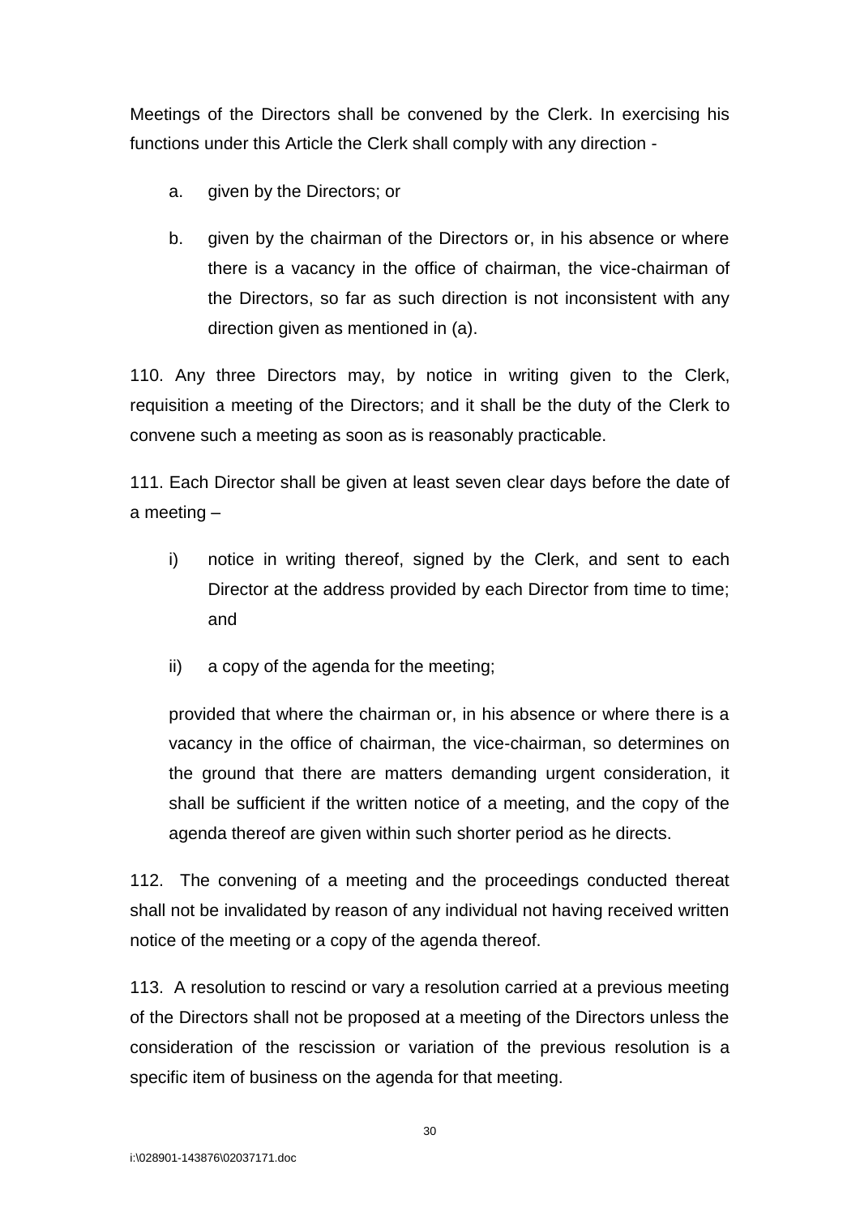Meetings of the Directors shall be convened by the Clerk. In exercising his functions under this Article the Clerk shall comply with any direction -

a. given by the Directors; or

b. given by the chairman of the Directors or, in his absence or where there is a vacancy in the office of chairman, the vice-chairman of the Directors, so far as such direction is not inconsistent with any direction given as mentioned in (a).

110. Any three Directors may, by notice in writing given to the Clerk, requisition a meeting of the Directors; and it shall be the duty of the Clerk to convene such a meeting as soon as is reasonably practicable.

111. Each Director shall be given at least seven clear days before the date of a meeting –

i) notice in writing thereof, signed by the Clerk, and sent to each Director at the address provided by each Director from time to time; and

ii) a copy of the agenda for the meeting;

provided that where the chairman or, in his absence or where there is a vacancy in the office of chairman, the vice-chairman, so determines on the ground that there are matters demanding urgent consideration, it shall be sufficient if the written notice of a meeting, and the copy of the agenda thereof are given within such shorter period as he directs.

112. The convening of a meeting and the proceedings conducted thereat shall not be invalidated by reason of any individual not having received written notice of the meeting or a copy of the agenda thereof.

113. A resolution to rescind or vary a resolution carried at a previous meeting of the Directors shall not be proposed at a meeting of the Directors unless the consideration of the rescission or variation of the previous resolution is a specific item of business on the agenda for that meeting.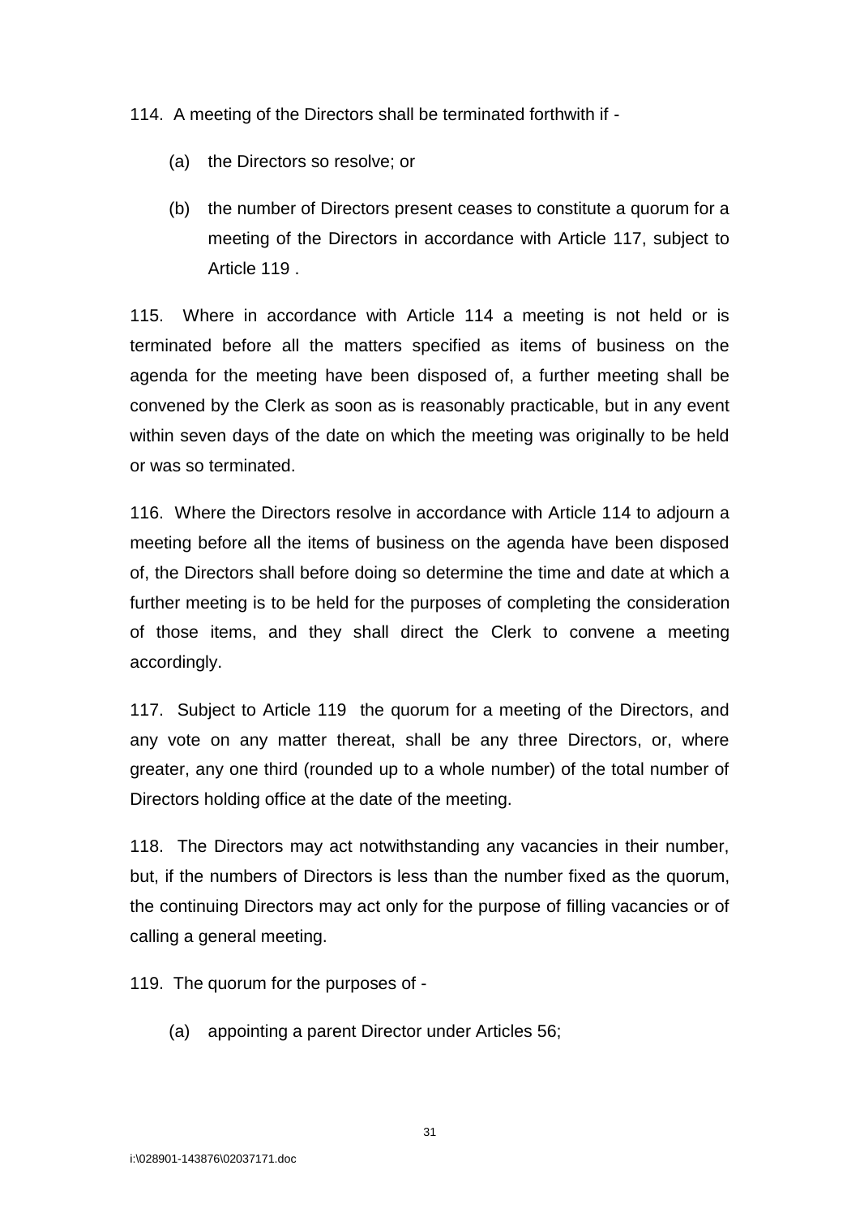114. A meeting of the Directors shall be terminated forthwith if -

(a) the Directors so resolve; or

(b) the number of Directors present ceases to constitute a quorum for a meeting of the Directors in accordance with Article 117, subject to Article 119 .

115. Where in accordance with Article 114 a meeting is not held or is terminated before all the matters specified as items of business on the agenda for the meeting have been disposed of, a further meeting shall be convened by the Clerk as soon as is reasonably practicable, but in any event within seven days of the date on which the meeting was originally to be held or was so terminated.

116. Where the Directors resolve in accordance with Article 114 to adjourn a meeting before all the items of business on the agenda have been disposed of, the Directors shall before doing so determine the time and date at which a further meeting is to be held for the purposes of completing the consideration of those items, and they shall direct the Clerk to convene a meeting accordingly.

117. Subject to Article 119 the quorum for a meeting of the Directors, and any vote on any matter thereat, shall be any three Directors, or, where greater, any one third (rounded up to a whole number) of the total number of Directors holding office at the date of the meeting.

118. The Directors may act notwithstanding any vacancies in their number, but, if the numbers of Directors is less than the number fixed as the quorum, the continuing Directors may act only for the purpose of filling vacancies or of calling a general meeting.

119. The quorum for the purposes of -

(a) appointing a parent Director under Articles 56;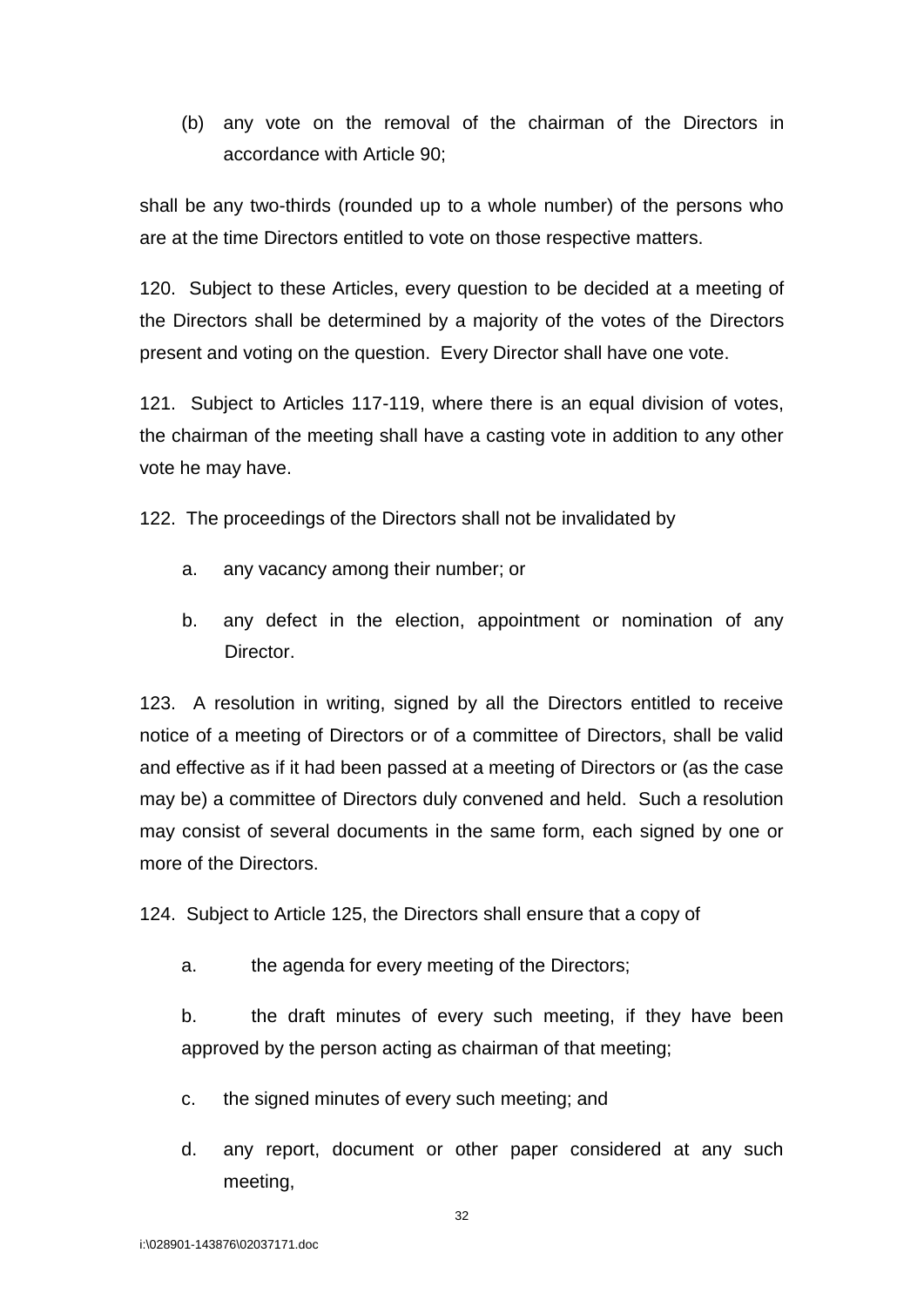(b) any vote on the removal of the chairman of the Directors in accordance with Article 90;

shall be any two-thirds (rounded up to a whole number) of the persons who are at the time Directors entitled to vote on those respective matters.

120. Subject to these Articles, every question to be decided at a meeting of the Directors shall be determined by a majority of the votes of the Directors present and voting on the question. Every Director shall have one vote.

121. Subject to Articles 117-119, where there is an equal division of votes, the chairman of the meeting shall have a casting vote in addition to any other vote he may have.

122. The proceedings of the Directors shall not be invalidated by

a. any vacancy among their number; or

b. any defect in the election, appointment or nomination of any Director.

123. A resolution in writing, signed by all the Directors entitled to receive notice of a meeting of Directors or of a committee of Directors, shall be valid and effective as if it had been passed at a meeting of Directors or (as the case may be) a committee of Directors duly convened and held. Such a resolution may consist of several documents in the same form, each signed by one or more of the Directors.

124. Subject to Article 125, the Directors shall ensure that a copy of

a. the agenda for every meeting of the Directors;

b. the draft minutes of every such meeting, if they have been approved by the person acting as chairman of that meeting;

c. the signed minutes of every such meeting; and

d. any report, document or other paper considered at any such meeting,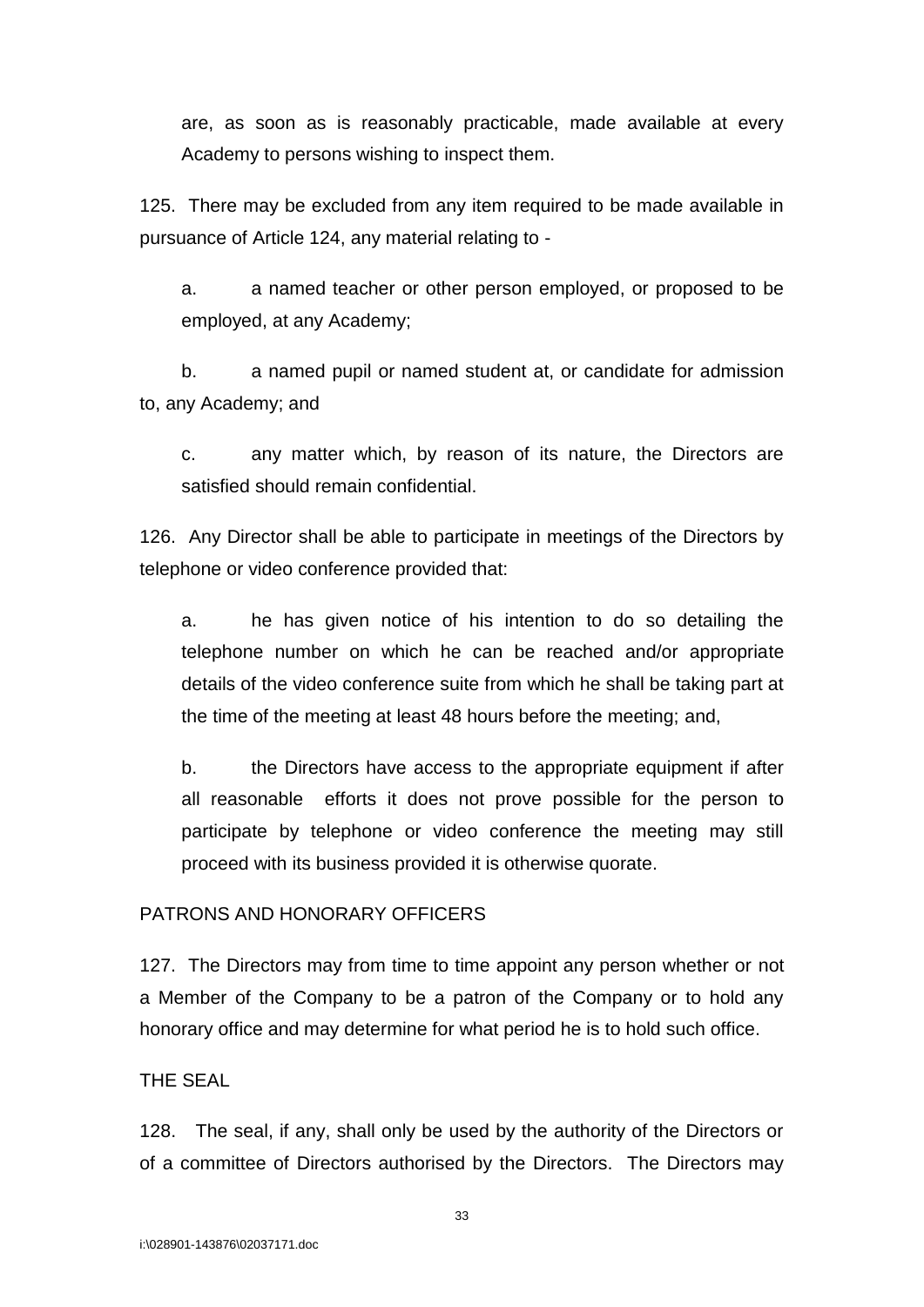are, as soon as is reasonably practicable, made available at every Academy to persons wishing to inspect them.

125. There may be excluded from any item required to be made available in pursuance of Article 124, any material relating to -

a. a named teacher or other person employed, or proposed to be employed, at any Academy;

b. a named pupil or named student at, or candidate for admission to, any Academy; and

c. any matter which, by reason of its nature, the Directors are satisfied should remain confidential.

126. Any Director shall be able to participate in meetings of the Directors by telephone or video conference provided that:

a. he has given notice of his intention to do so detailing the telephone number on which he can be reached and/or appropriate details of the video conference suite from which he shall be taking part at the time of the meeting at least 48 hours before the meeting; and,

b. the Directors have access to the appropriate equipment if after all reasonable efforts it does not prove possible for the person to participate by telephone or video conference the meeting may still proceed with its business provided it is otherwise quorate.

PATRONS AND HONORARY OFFICERS

127. The Directors may from time to time appoint any person whether or not a Member of the Company to be a patron of the Company or to hold any honorary office and may determine for what period he is to hold such office.

THE SEAL

128. The seal, if any, shall only be used by the authority of the Directors or of a committee of Directors authorised by the Directors. The Directors may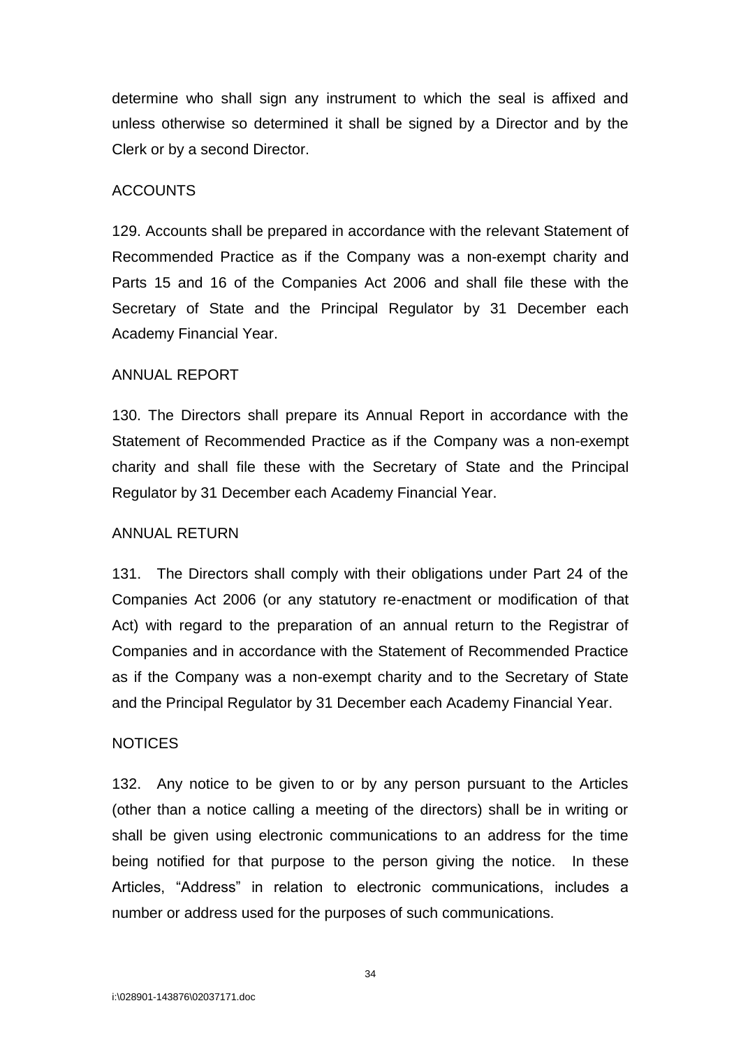determine who shall sign any instrument to which the seal is affixed and unless otherwise so determined it shall be signed by a Director and by the Clerk or by a second Director.

## ACCOUNTS

129. Accounts shall be prepared in accordance with the relevant Statement of Recommended Practice as if the Company was a non-exempt charity and Parts 15 and 16 of the Companies Act 2006 and shall file these with the Secretary of State and the Principal Regulator by 31 December each Academy Financial Year.

## ANNUAL REPORT

130. The Directors shall prepare its Annual Report in accordance with the Statement of Recommended Practice as if the Company was a non-exempt charity and shall file these with the Secretary of State and the Principal Regulator by 31 December each Academy Financial Year.

## ANNUAL RETURN

131. The Directors shall comply with their obligations under Part 24 of the Companies Act 2006 (or any statutory re-enactment or modification of that Act) with regard to the preparation of an annual return to the Registrar of Companies and in accordance with the Statement of Recommended Practice as if the Company was a non-exempt charity and to the Secretary of State and the Principal Regulator by 31 December each Academy Financial Year.

## NOTICES

132. Any notice to be given to or by any person pursuant to the Articles (other than a notice calling a meeting of the directors) shall be in writing or shall be given using electronic communications to an address for the time being notified for that purpose to the person giving the notice. In these Articles, "Address" in relation to electronic communications, includes a number or address used for the purposes of such communications.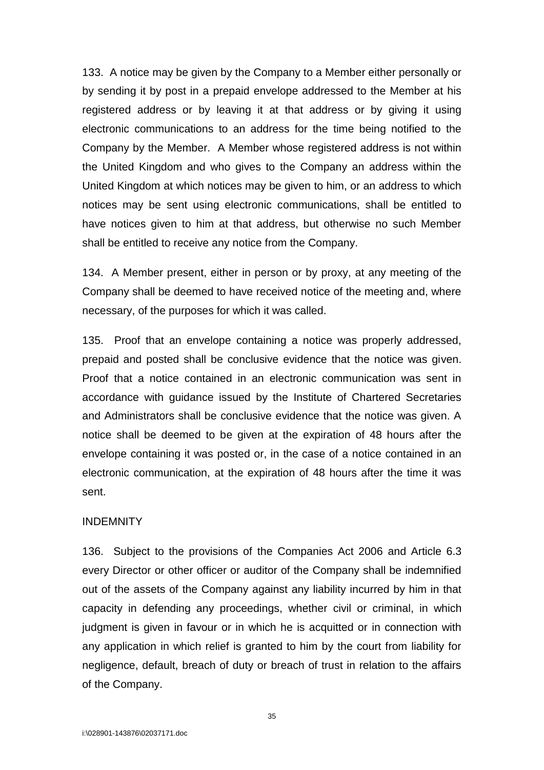133. A notice may be given by the Company to a Member either personally or by sending it by post in a prepaid envelope addressed to the Member at his registered address or by leaving it at that address or by giving it using electronic communications to an address for the time being notified to the Company by the Member. A Member whose registered address is not within the United Kingdom and who gives to the Company an address within the United Kingdom at which notices may be given to him, or an address to which notices may be sent using electronic communications, shall be entitled to have notices given to him at that address, but otherwise no such Member shall be entitled to receive any notice from the Company.

134. A Member present, either in person or by proxy, at any meeting of the Company shall be deemed to have received notice of the meeting and, where necessary, of the purposes for which it was called.

135. Proof that an envelope containing a notice was properly addressed, prepaid and posted shall be conclusive evidence that the notice was given. Proof that a notice contained in an electronic communication was sent in accordance with guidance issued by the Institute of Chartered Secretaries and Administrators shall be conclusive evidence that the notice was given. A notice shall be deemed to be given at the expiration of 48 hours after the envelope containing it was posted or, in the case of a notice contained in an electronic communication, at the expiration of 48 hours after the time it was sent.

## INDEMNITY

136. Subject to the provisions of the Companies Act 2006 and Article 6.3 every Director or other officer or auditor of the Company shall be indemnified out of the assets of the Company against any liability incurred by him in that capacity in defending any proceedings, whether civil or criminal, in which judgment is given in favour or in which he is acquitted or in connection with any application in which relief is granted to him by the court from liability for negligence, default, breach of duty or breach of trust in relation to the affairs of the Company.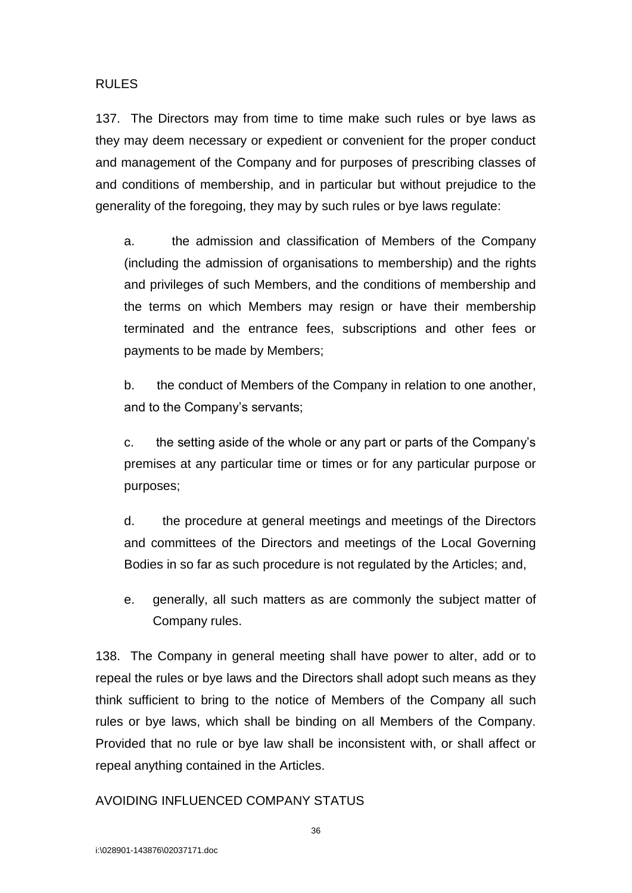## RULES

137. The Directors may from time to time make such rules or bye laws as they may deem necessary or expedient or convenient for the proper conduct and management of the Company and for purposes of prescribing classes of and conditions of membership, and in particular but without prejudice to the generality of the foregoing, they may by such rules or bye laws regulate:

a. the admission and classification of Members of the Company (including the admission of organisations to membership) and the rights and privileges of such Members, and the conditions of membership and the terms on which Members may resign or have their membership terminated and the entrance fees, subscriptions and other fees or payments to be made by Members;

b. the conduct of Members of the Company in relation to one another, and to the Company's servants;

c. the setting aside of the whole or any part or parts of the Company's premises at any particular time or times or for any particular purpose or purposes;

d. the procedure at general meetings and meetings of the Directors and committees of the Directors and meetings of the Local Governing Bodies in so far as such procedure is not regulated by the Articles; and,

e. generally, all such matters as are commonly the subject matter of Company rules.

138. The Company in general meeting shall have power to alter, add or to repeal the rules or bye laws and the Directors shall adopt such means as they think sufficient to bring to the notice of Members of the Company all such rules or bye laws, which shall be binding on all Members of the Company. Provided that no rule or bye law shall be inconsistent with, or shall affect or repeal anything contained in the Articles.

## AVOIDING INFLUENCED COMPANY STATUS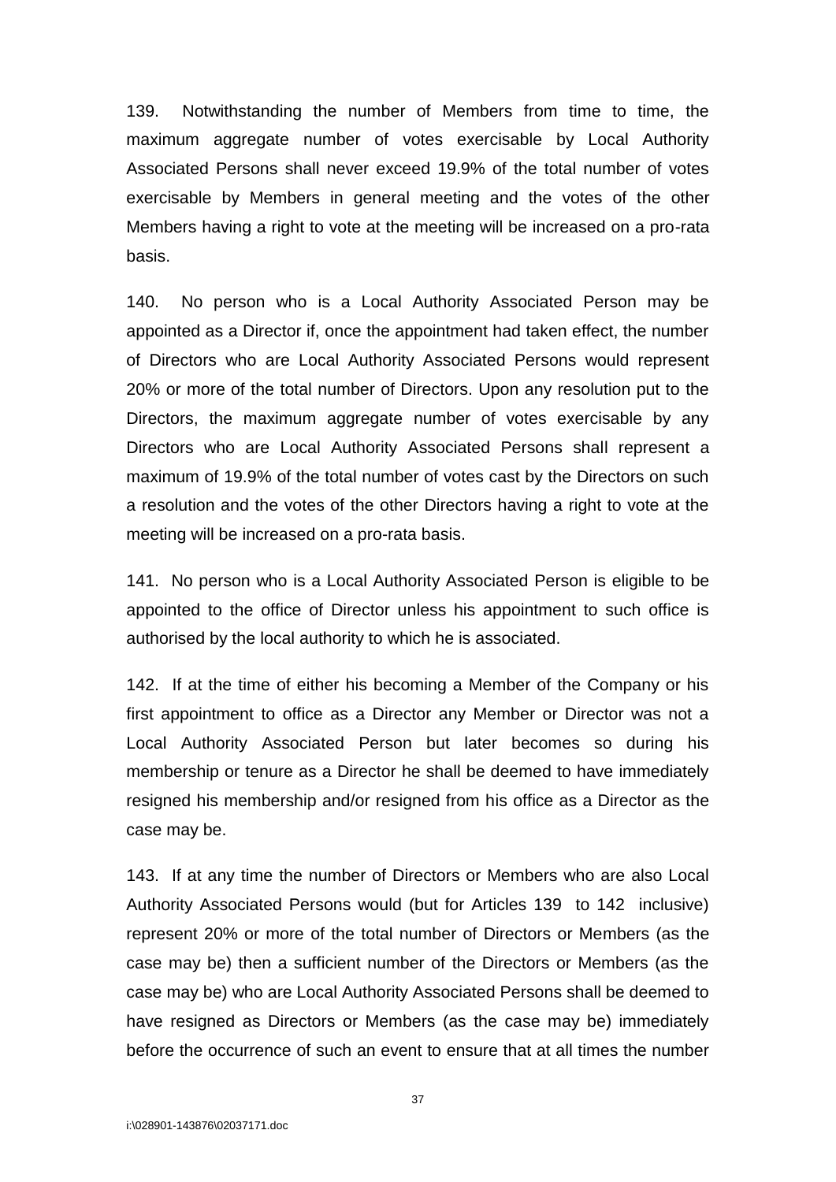139. Notwithstanding the number of Members from time to time, the maximum aggregate number of votes exercisable by Local Authority Associated Persons shall never exceed 19.9% of the total number of votes exercisable by Members in general meeting and the votes of the other Members having a right to vote at the meeting will be increased on a pro-rata basis.

140. No person who is a Local Authority Associated Person may be appointed as a Director if, once the appointment had taken effect, the number of Directors who are Local Authority Associated Persons would represent 20% or more of the total number of Directors. Upon any resolution put to the Directors, the maximum aggregate number of votes exercisable by any Directors who are Local Authority Associated Persons shall represent a maximum of 19.9% of the total number of votes cast by the Directors on such a resolution and the votes of the other Directors having a right to vote at the meeting will be increased on a pro-rata basis.

141. No person who is a Local Authority Associated Person is eligible to be appointed to the office of Director unless his appointment to such office is authorised by the local authority to which he is associated.

142. If at the time of either his becoming a Member of the Company or his first appointment to office as a Director any Member or Director was not a Local Authority Associated Person but later becomes so during his membership or tenure as a Director he shall be deemed to have immediately resigned his membership and/or resigned from his office as a Director as the case may be.

143. If at any time the number of Directors or Members who are also Local Authority Associated Persons would (but for Articles 139 to 142 inclusive) represent 20% or more of the total number of Directors or Members (as the case may be) then a sufficient number of the Directors or Members (as the case may be) who are Local Authority Associated Persons shall be deemed to have resigned as Directors or Members (as the case may be) immediately before the occurrence of such an event to ensure that at all times the number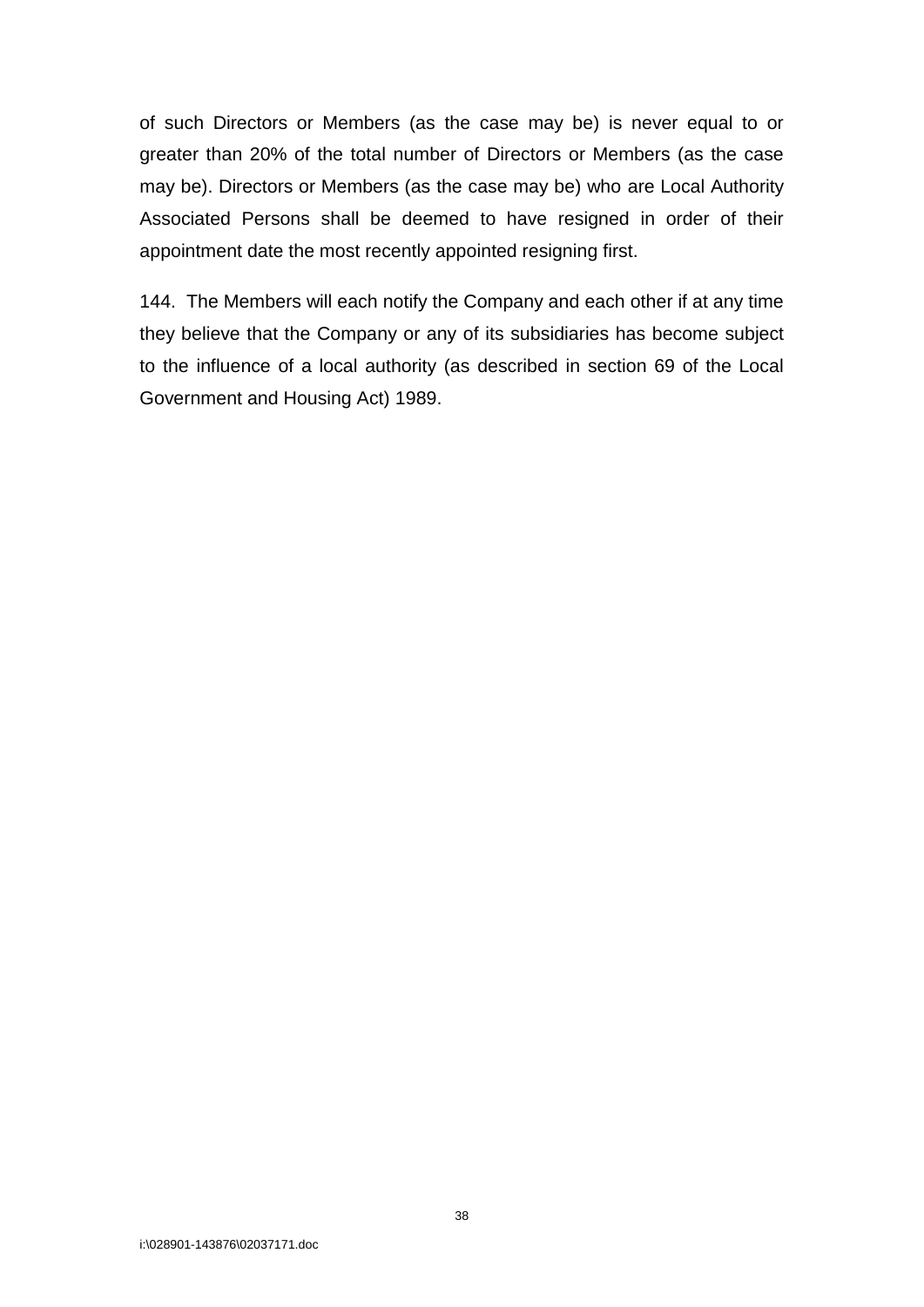of such Directors or Members (as the case may be) is never equal to or greater than 20% of the total number of Directors or Members (as the case may be). Directors or Members (as the case may be) who are Local Authority Associated Persons shall be deemed to have resigned in order of their appointment date the most recently appointed resigning first.

144. The Members will each notify the Company and each other if at any time they believe that the Company or any of its subsidiaries has become subject to the influence of a local authority (as described in section 69 of the Local Government and Housing Act) 1989.